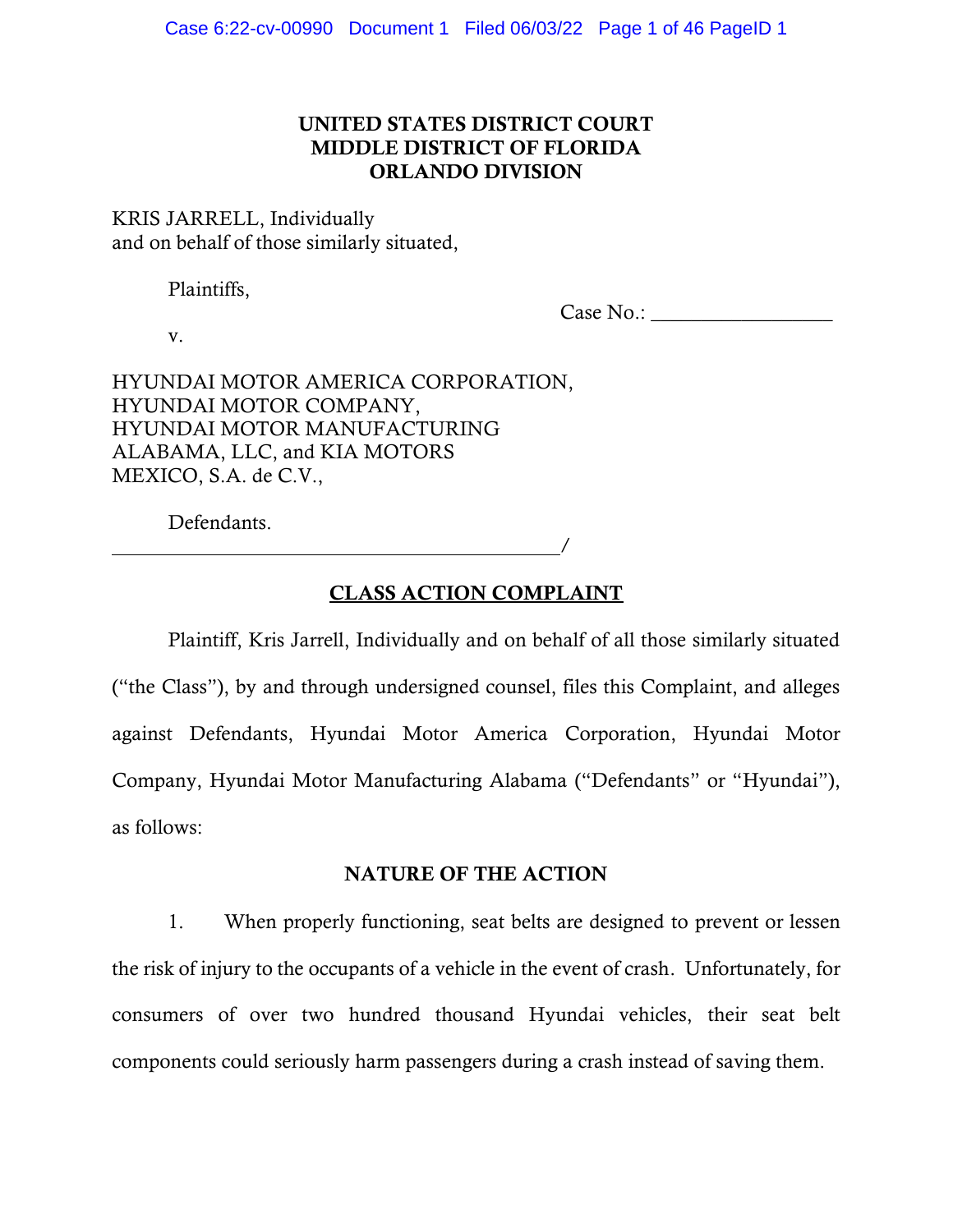**UNITED STATES DISTRICT COURT**
**MIDDLE DISTRICT OF FLORIDA**
**ORLANDO DIVISION**

KRIS JARRELL, Individually
and on behalf of those similarly situated,

Plaintiffs,

Case No.: ________________

v.

HYUNDAI MOTOR AMERICA CORPORATION,
HYUNDAI MOTOR COMPANY,
HYUNDAI MOTOR MANUFACTURING
ALABAMA, LLC, and KIA MOTORS
MEXICO, S.A. de C.V.,

Defendants.
_________________________________________/

## CLASS ACTION COMPLAINT

Plaintiff, Kris Jarrell, Individually and on behalf of all those similarly situated ("the Class"), by and through undersigned counsel, files this Complaint, and alleges against Defendants, Hyundai Motor America Corporation, Hyundai Motor Company, Hyundai Motor Manufacturing Alabama ("Defendants" or "Hyundai"), as follows:

## NATURE OF THE ACTION

1. When properly functioning, seat belts are designed to prevent or lessen the risk of injury to the occupants of a vehicle in the event of crash. Unfortunately, for consumers of over two hundred thousand Hyundai vehicles, their seat belt components could seriously harm passengers during a crash instead of saving them.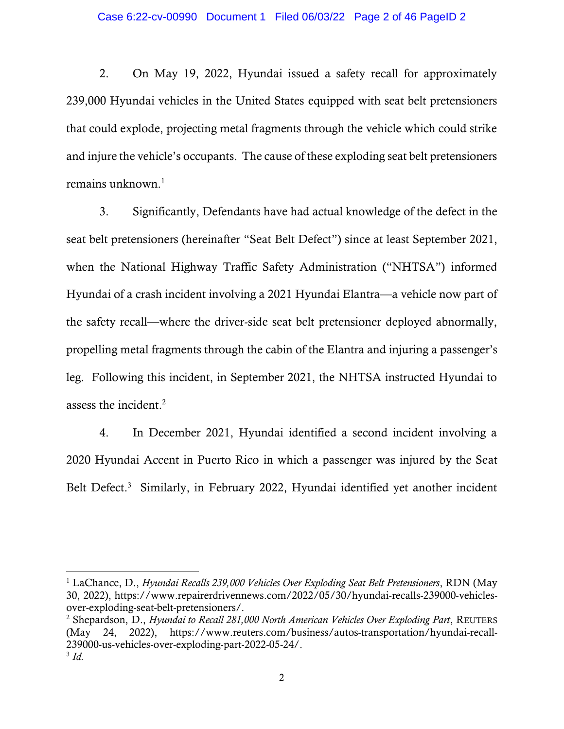2. On May 19, 2022, Hyundai issued a safety recall for approximately 239,000 Hyundai vehicles in the United States equipped with seat belt pretensioners that could explode, projecting metal fragments through the vehicle which could strike and injure the vehicle's occupants. The cause of these exploding seat belt pretensioners remains unknown.[1]

3. Significantly, Defendants have had actual knowledge of the defect in the seat belt pretensioners (hereinafter "Seat Belt Defect") since at least September 2021, when the National Highway Traffic Safety Administration ("NHTSA") informed Hyundai of a crash incident involving a 2021 Hyundai Elantra—a vehicle now part of the safety recall—where the driver-side seat belt pretensioner deployed abnormally, propelling metal fragments through the cabin of the Elantra and injuring a passenger's leg. Following this incident, in September 2021, the NHTSA instructed Hyundai to assess the incident.[2]

4. In December 2021, Hyundai identified a second incident involving a 2020 Hyundai Accent in Puerto Rico in which a passenger was injured by the Seat Belt Defect.[3] Similarly, in February 2022, Hyundai identified yet another incident

---

[1] LaChance, D., *Hyundai Recalls 239,000 Vehicles Over Exploding Seat Belt Pretensioners*, RDN (May 30, 2022), https://www.repairerdrivennews.com/2022/05/30/hyundai-recalls-239000-vehicles-over-exploding-seat-belt-pretensioners/.

[2] Shepardson, D., *Hyundai to Recall 281,000 North American Vehicles Over Exploding Part*, REUTERS (May 24, 2022), https://www.reuters.com/business/autos-transportation/hyundai-recall-239000-us-vehicles-over-exploding-part-2022-05-24/.

[3] *Id.*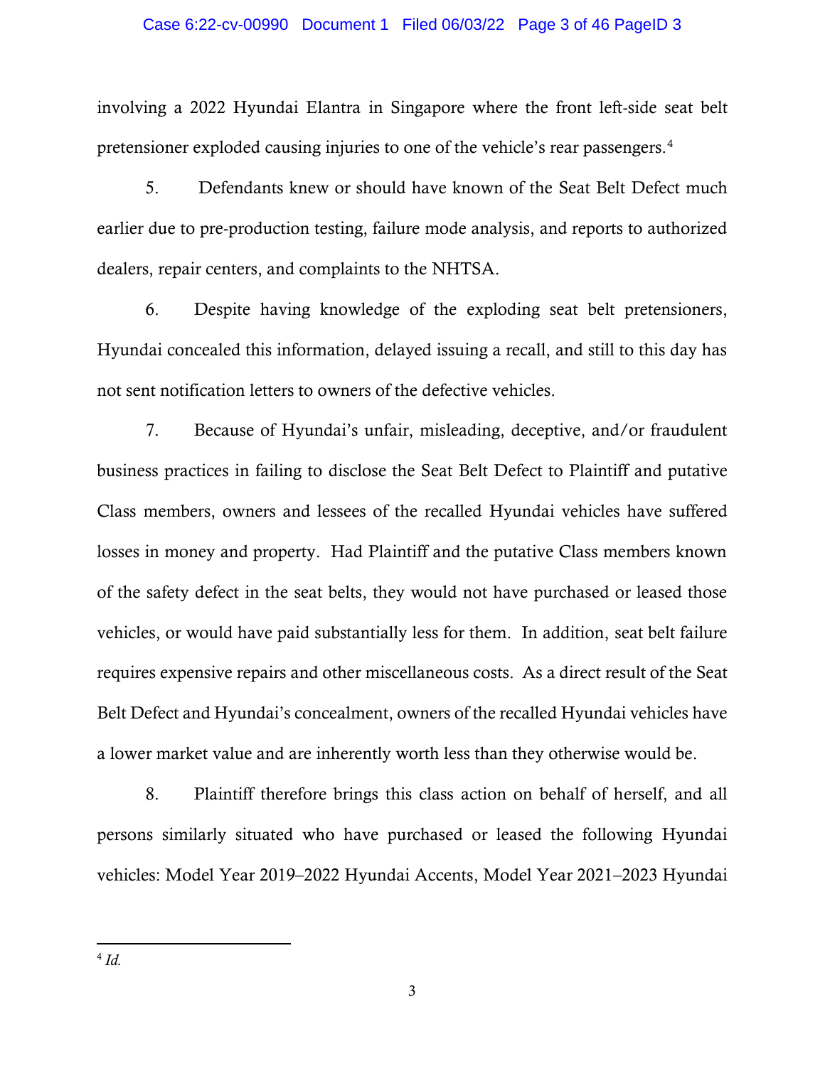involving a 2022 Hyundai Elantra in Singapore where the front left-side seat belt pretensioner exploded causing injuries to one of the vehicle's rear passengers.[4]

5. Defendants knew or should have known of the Seat Belt Defect much earlier due to pre-production testing, failure mode analysis, and reports to authorized dealers, repair centers, and complaints to the NHTSA.

6. Despite having knowledge of the exploding seat belt pretensioners, Hyundai concealed this information, delayed issuing a recall, and still to this day has not sent notification letters to owners of the defective vehicles.

7. Because of Hyundai's unfair, misleading, deceptive, and/or fraudulent business practices in failing to disclose the Seat Belt Defect to Plaintiff and putative Class members, owners and lessees of the recalled Hyundai vehicles have suffered losses in money and property. Had Plaintiff and the putative Class members known of the safety defect in the seat belts, they would not have purchased or leased those vehicles, or would have paid substantially less for them. In addition, seat belt failure requires expensive repairs and other miscellaneous costs. As a direct result of the Seat Belt Defect and Hyundai's concealment, owners of the recalled Hyundai vehicles have a lower market value and are inherently worth less than they otherwise would be.

8. Plaintiff therefore brings this class action on behalf of herself, and all persons similarly situated who have purchased or leased the following Hyundai vehicles: Model Year 2019–2022 Hyundai Accents, Model Year 2021–2023 Hyundai

---

[4] *Id.*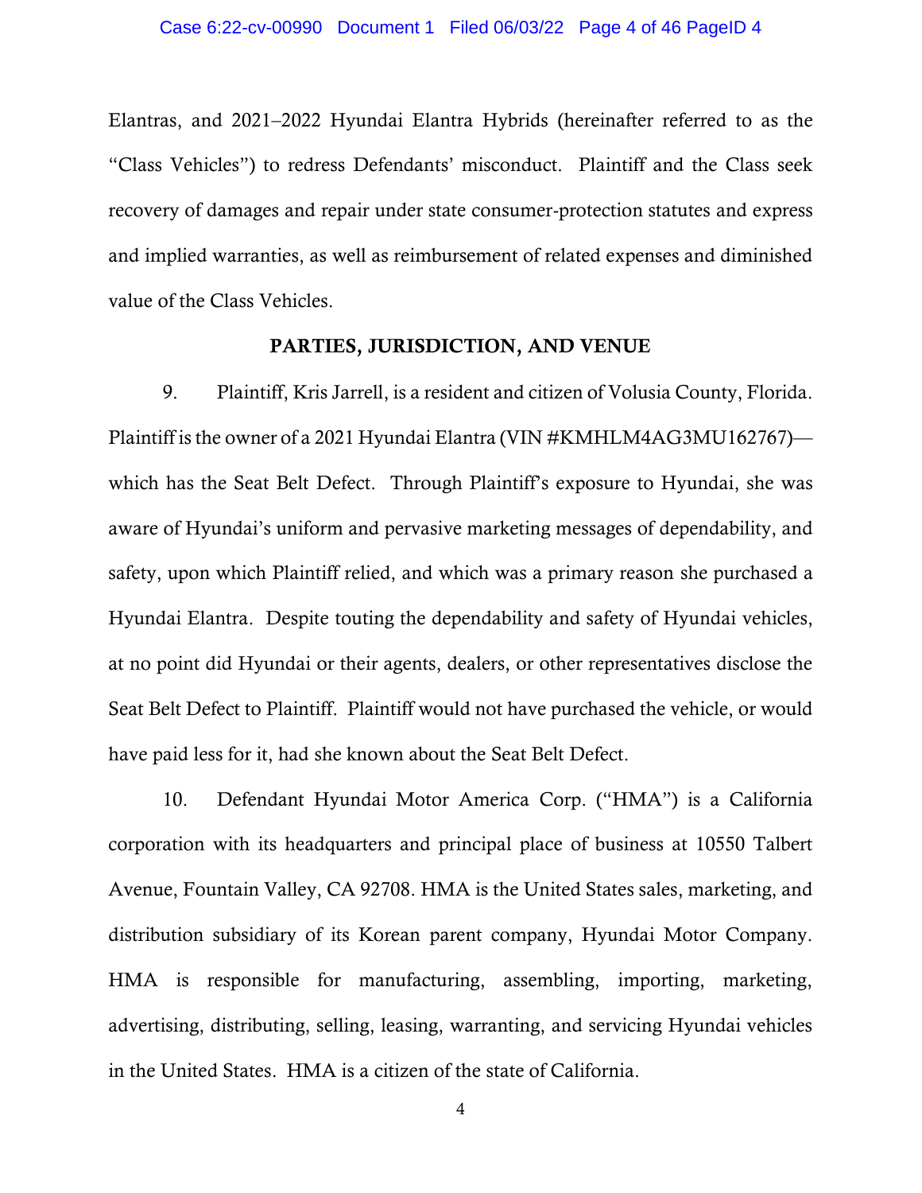Elantras, and 2021–2022 Hyundai Elantra Hybrids (hereinafter referred to as the "Class Vehicles") to redress Defendants' misconduct. Plaintiff and the Class seek recovery of damages and repair under state consumer-protection statutes and express and implied warranties, as well as reimbursement of related expenses and diminished value of the Class Vehicles.

## PARTIES, JURISDICTION, AND VENUE

9. Plaintiff, Kris Jarrell, is a resident and citizen of Volusia County, Florida. Plaintiff is the owner of a 2021 Hyundai Elantra (VIN #KMHLM4AG3MU162767)—which has the Seat Belt Defect. Through Plaintiff's exposure to Hyundai, she was aware of Hyundai's uniform and pervasive marketing messages of dependability, and safety, upon which Plaintiff relied, and which was a primary reason she purchased a Hyundai Elantra. Despite touting the dependability and safety of Hyundai vehicles, at no point did Hyundai or their agents, dealers, or other representatives disclose the Seat Belt Defect to Plaintiff. Plaintiff would not have purchased the vehicle, or would have paid less for it, had she known about the Seat Belt Defect.

10. Defendant Hyundai Motor America Corp. ("HMA") is a California corporation with its headquarters and principal place of business at 10550 Talbert Avenue, Fountain Valley, CA 92708. HMA is the United States sales, marketing, and distribution subsidiary of its Korean parent company, Hyundai Motor Company. HMA is responsible for manufacturing, assembling, importing, marketing, advertising, distributing, selling, leasing, warranting, and servicing Hyundai vehicles in the United States. HMA is a citizen of the state of California.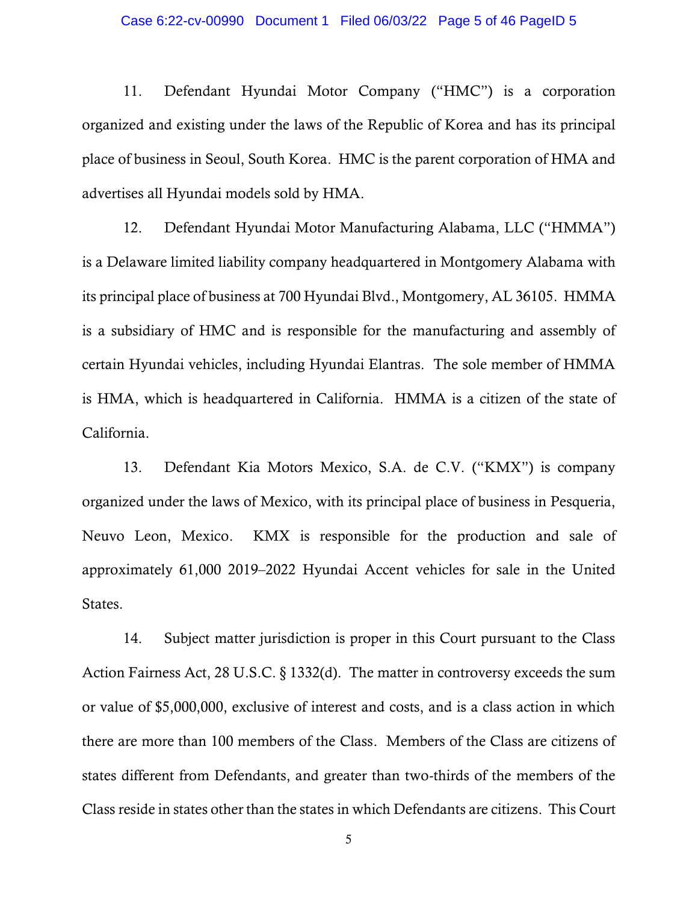11. Defendant Hyundai Motor Company ("HMC") is a corporation organized and existing under the laws of the Republic of Korea and has its principal place of business in Seoul, South Korea. HMC is the parent corporation of HMA and advertises all Hyundai models sold by HMA.

12. Defendant Hyundai Motor Manufacturing Alabama, LLC ("HMMA") is a Delaware limited liability company headquartered in Montgomery Alabama with its principal place of business at 700 Hyundai Blvd., Montgomery, AL 36105. HMMA is a subsidiary of HMC and is responsible for the manufacturing and assembly of certain Hyundai vehicles, including Hyundai Elantras. The sole member of HMMA is HMA, which is headquartered in California. HMMA is a citizen of the state of California.

13. Defendant Kia Motors Mexico, S.A. de C.V. ("KMX") is company organized under the laws of Mexico, with its principal place of business in Pesqueria, Neuvo Leon, Mexico. KMX is responsible for the production and sale of approximately 61,000 2019–2022 Hyundai Accent vehicles for sale in the United States.

14. Subject matter jurisdiction is proper in this Court pursuant to the Class Action Fairness Act, 28 U.S.C. § 1332(d). The matter in controversy exceeds the sum or value of $5,000,000, exclusive of interest and costs, and is a class action in which there are more than 100 members of the Class. Members of the Class are citizens of states different from Defendants, and greater than two-thirds of the members of the Class reside in states other than the states in which Defendants are citizens. This Court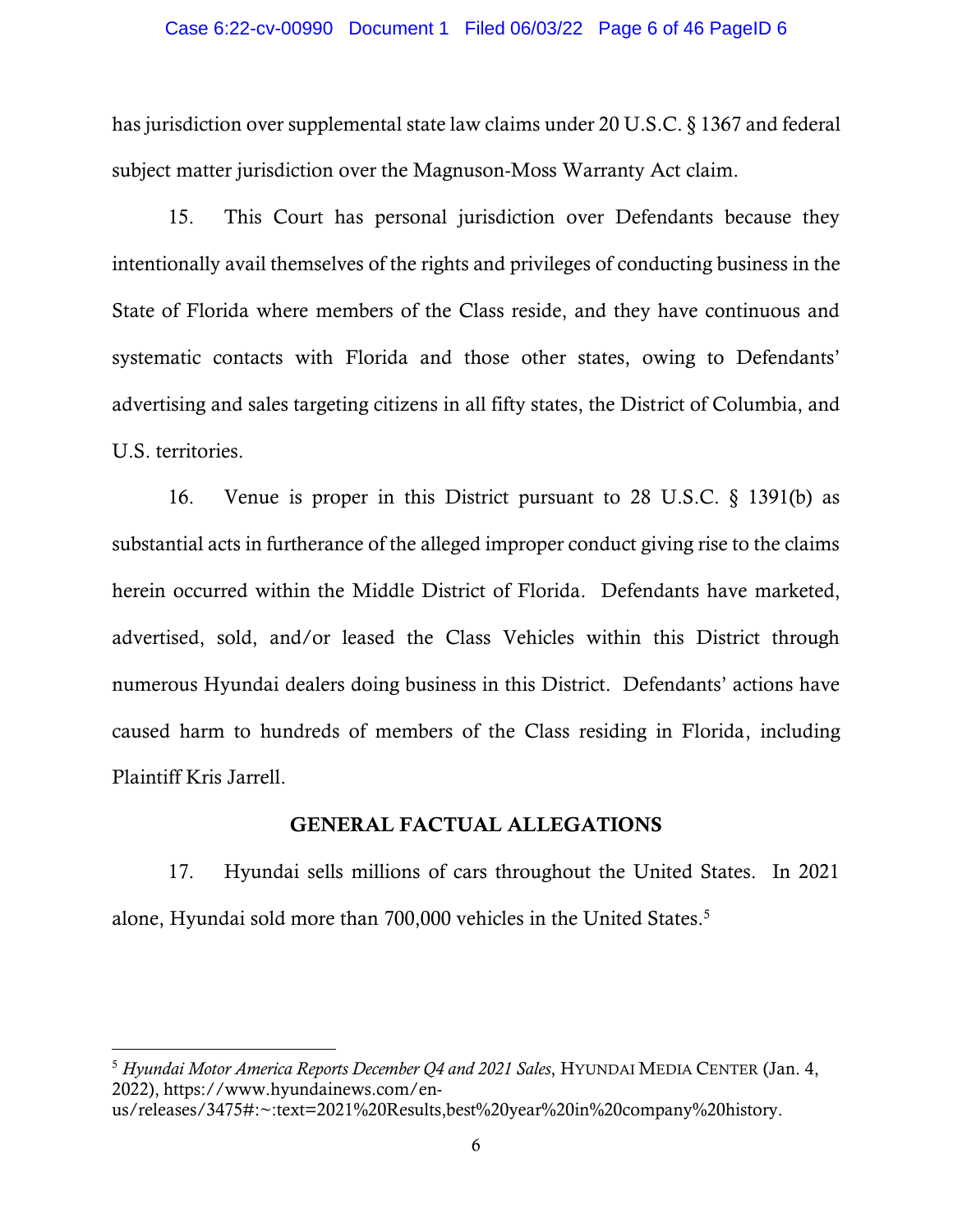has jurisdiction over supplemental state law claims under 20 U.S.C. § 1367 and federal subject matter jurisdiction over the Magnuson-Moss Warranty Act claim.

15. This Court has personal jurisdiction over Defendants because they intentionally avail themselves of the rights and privileges of conducting business in the State of Florida where members of the Class reside, and they have continuous and systematic contacts with Florida and those other states, owing to Defendants' advertising and sales targeting citizens in all fifty states, the District of Columbia, and U.S. territories.

16. Venue is proper in this District pursuant to 28 U.S.C. § 1391(b) as substantial acts in furtherance of the alleged improper conduct giving rise to the claims herein occurred within the Middle District of Florida. Defendants have marketed, advertised, sold, and/or leased the Class Vehicles within this District through numerous Hyundai dealers doing business in this District. Defendants' actions have caused harm to hundreds of members of the Class residing in Florida, including Plaintiff Kris Jarrell.

## GENERAL FACTUAL ALLEGATIONS

17. Hyundai sells millions of cars throughout the United States. In 2021 alone, Hyundai sold more than 700,000 vehicles in the United States.[5]

---

[5] *Hyundai Motor America Reports December Q4 and 2021 Sales*, HYUNDAI MEDIA CENTER (Jan. 4, 2022), https://www.hyundainews.com/en-us/releases/3475#:~:text=2021%20Results,best%20year%20in%20company%20history.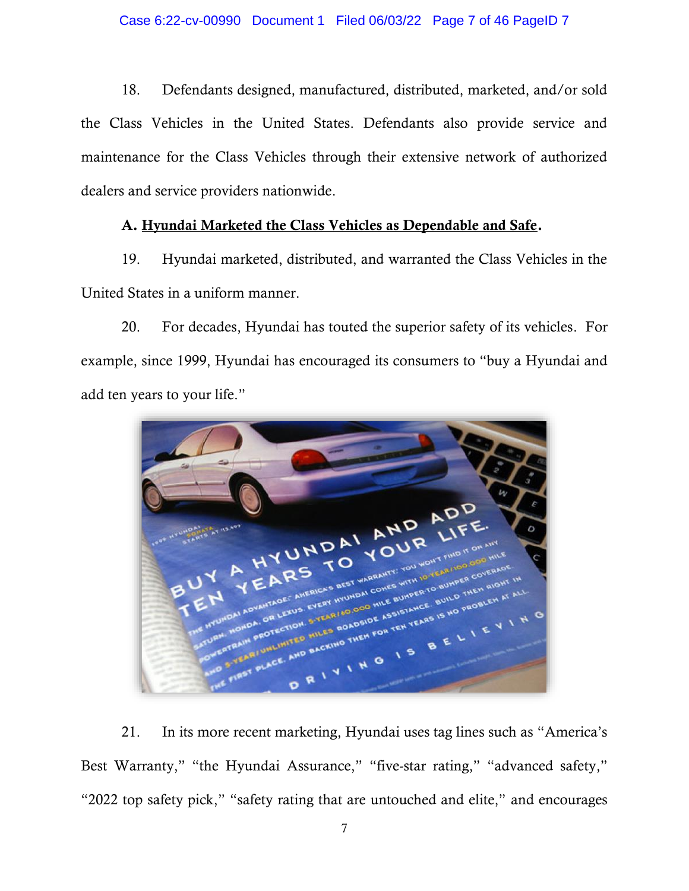18. Defendants designed, manufactured, distributed, marketed, and/or sold the Class Vehicles in the United States. Defendants also provide service and maintenance for the Class Vehicles through their extensive network of authorized dealers and service providers nationwide.

**A. <u>Hyundai Marketed the Class Vehicles as Dependable and Safe</u>.**

19. Hyundai marketed, distributed, and warranted the Class Vehicles in the United States in a uniform manner.

20. For decades, Hyundai has touted the superior safety of its vehicles. For example, since 1999, Hyundai has encouraged its consumers to "buy a Hyundai and add ten years to your life."

21. In its more recent marketing, Hyundai uses tag lines such as "America's Best Warranty," "the Hyundai Assurance," "five-star rating," "advanced safety," "2022 top safety pick," "safety rating that are untouched and elite," and encourages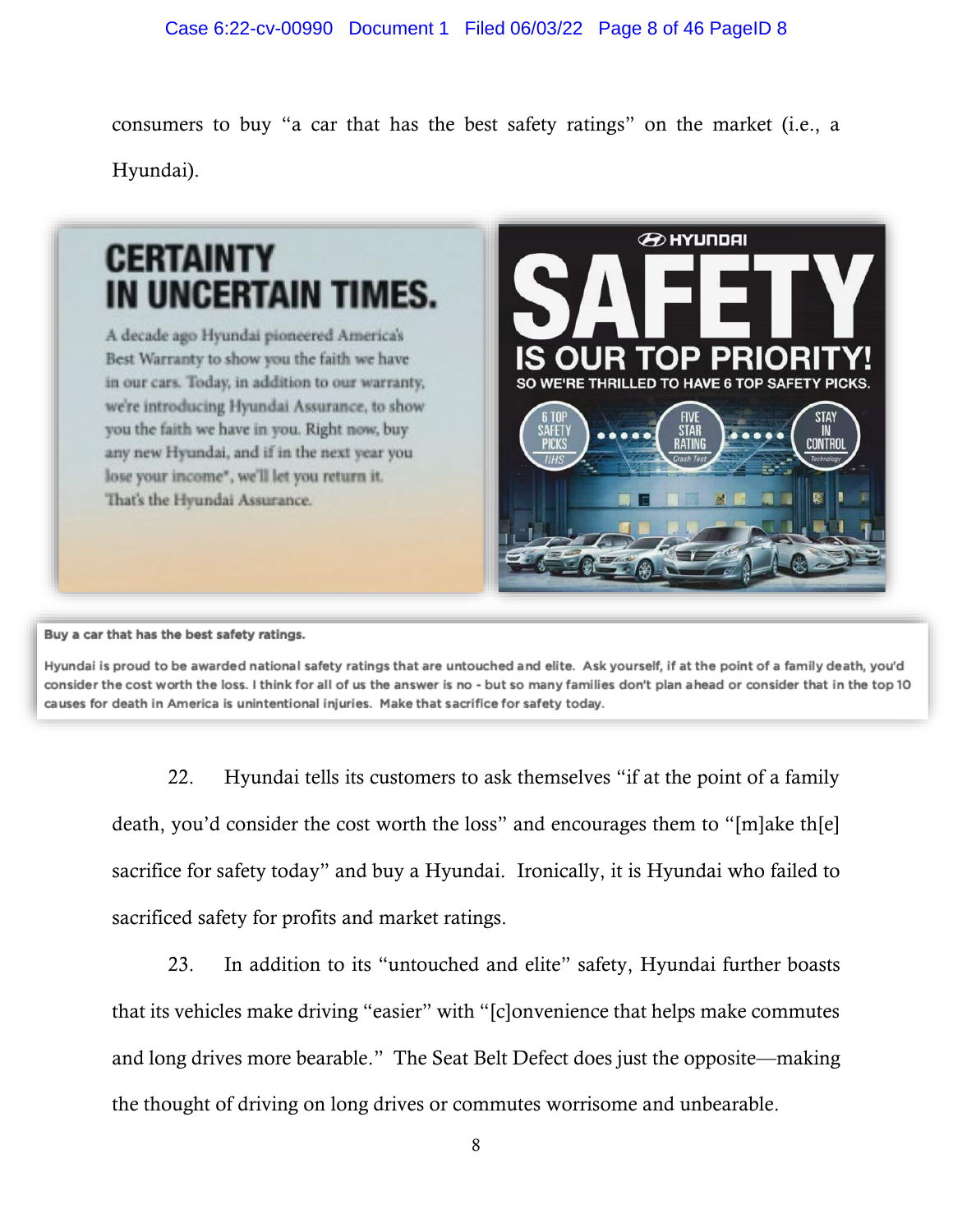consumers to buy "a car that has the best safety ratings" on the market (i.e., a Hyundai).

**CERTAINTY IN UNCERTAIN TIMES.**

A decade ago Hyundai pioneered America's Best Warranty to show you the faith we have in our cars. Today, in addition to our warranty, we're introducing Hyundai Assurance, to show you the faith we have in you. Right now, buy any new Hyundai, and if in the next year you lose your income*, we'll let you return it. That's the Hyundai Assurance.

HYUNDAI

**SAFETY IS OUR TOP PRIORITY!**

SO WE'RE THRILLED TO HAVE 6 TOP SAFETY PICKS.

6 TOP SAFETY PICKS IIHS • FIVE STAR RATING Crash Test • STAY IN CONTROL Technology

**Buy a car that has the best safety ratings.**

Hyundai is proud to be awarded national safety ratings that are untouched and elite. Ask yourself, if at the point of a family death, you'd consider the cost worth the loss. I think for all of us the answer is no - but so many families don't plan ahead or consider that in the top 10 causes for death in America is unintentional injuries. Make that sacrifice for safety today.

22. Hyundai tells its customers to ask themselves "if at the point of a family death, you'd consider the cost worth the loss" and encourages them to "[m]ake th[e] sacrifice for safety today" and buy a Hyundai. Ironically, it is Hyundai who failed to sacrificed safety for profits and market ratings.

23. In addition to its "untouched and elite" safety, Hyundai further boasts that its vehicles make driving "easier" with "[c]onvenience that helps make commutes and long drives more bearable." The Seat Belt Defect does just the opposite—making the thought of driving on long drives or commutes worrisome and unbearable.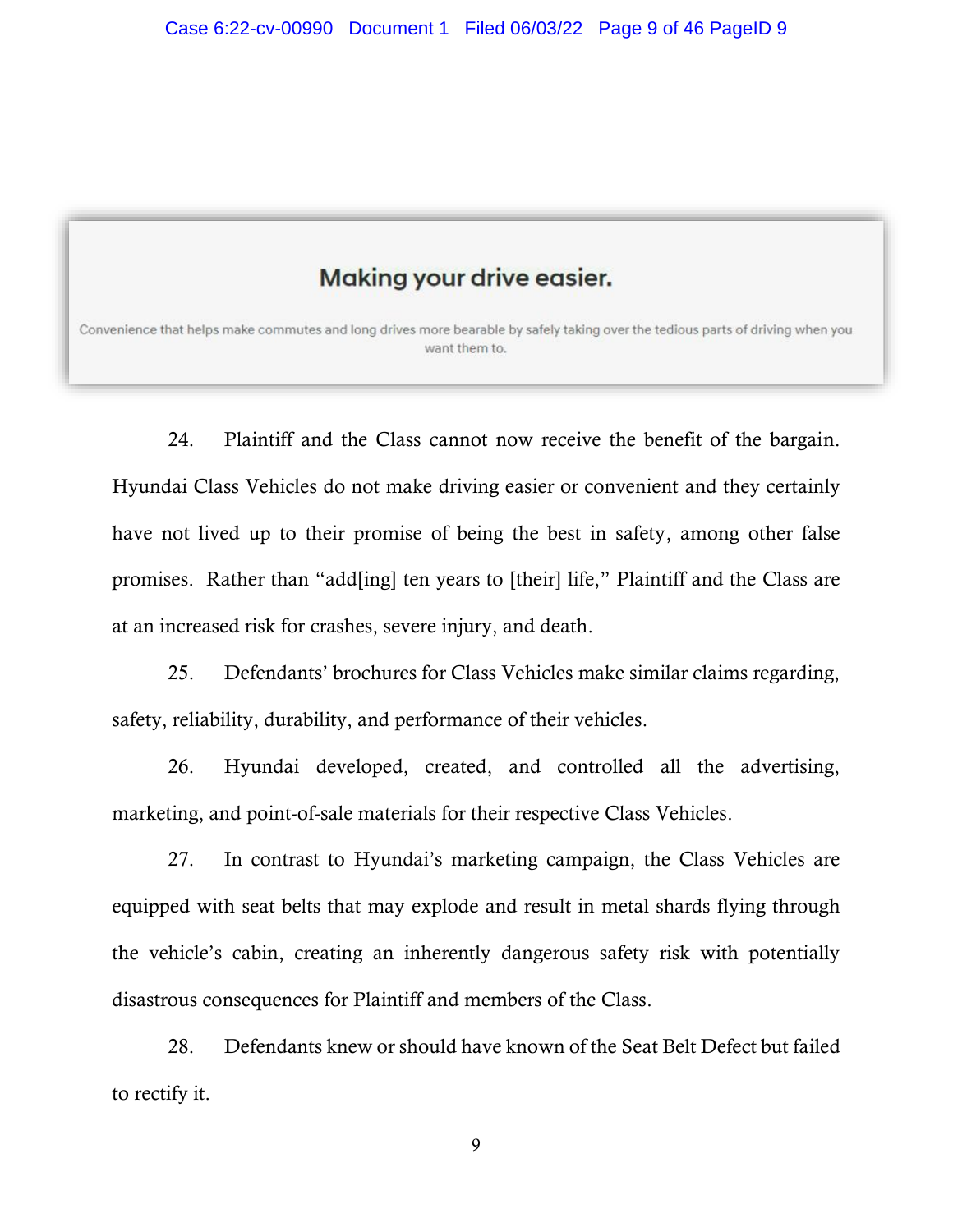**Making your drive easier.**

Convenience that helps make commutes and long drives more bearable by safely taking over the tedious parts of driving when you want them to.

24. Plaintiff and the Class cannot now receive the benefit of the bargain. Hyundai Class Vehicles do not make driving easier or convenient and they certainly have not lived up to their promise of being the best in safety, among other false promises. Rather than "add[ing] ten years to [their] life," Plaintiff and the Class are at an increased risk for crashes, severe injury, and death.

25. Defendants' brochures for Class Vehicles make similar claims regarding, safety, reliability, durability, and performance of their vehicles.

26. Hyundai developed, created, and controlled all the advertising, marketing, and point-of-sale materials for their respective Class Vehicles.

27. In contrast to Hyundai's marketing campaign, the Class Vehicles are equipped with seat belts that may explode and result in metal shards flying through the vehicle's cabin, creating an inherently dangerous safety risk with potentially disastrous consequences for Plaintiff and members of the Class.

28. Defendants knew or should have known of the Seat Belt Defect but failed to rectify it.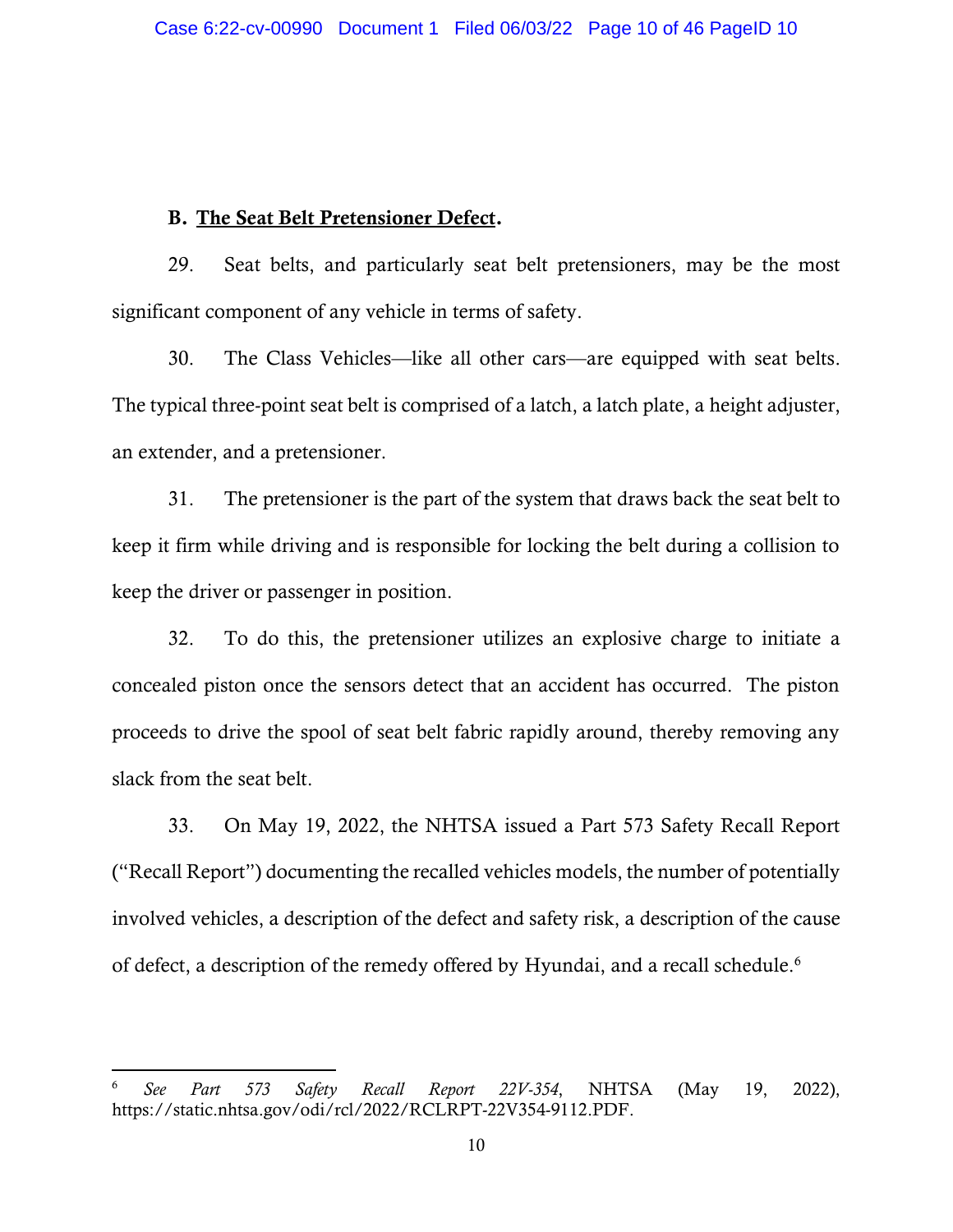### B. <u>The Seat Belt Pretensioner Defect</u>.

29. Seat belts, and particularly seat belt pretensioners, may be the most significant component of any vehicle in terms of safety.

30. The Class Vehicles—like all other cars—are equipped with seat belts. The typical three-point seat belt is comprised of a latch, a latch plate, a height adjuster, an extender, and a pretensioner.

31. The pretensioner is the part of the system that draws back the seat belt to keep it firm while driving and is responsible for locking the belt during a collision to keep the driver or passenger in position.

32. To do this, the pretensioner utilizes an explosive charge to initiate a concealed piston once the sensors detect that an accident has occurred. The piston proceeds to drive the spool of seat belt fabric rapidly around, thereby removing any slack from the seat belt.

33. On May 19, 2022, the NHTSA issued a Part 573 Safety Recall Report ("Recall Report") documenting the recalled vehicles models, the number of potentially involved vehicles, a description of the defect and safety risk, a description of the cause of defect, a description of the remedy offered by Hyundai, and a recall schedule.[6]

---

[6] *See Part 573 Safety Recall Report 22V-354*, NHTSA (May 19, 2022), https://static.nhtsa.gov/odi/rcl/2022/RCLRPT-22V354-9112.PDF.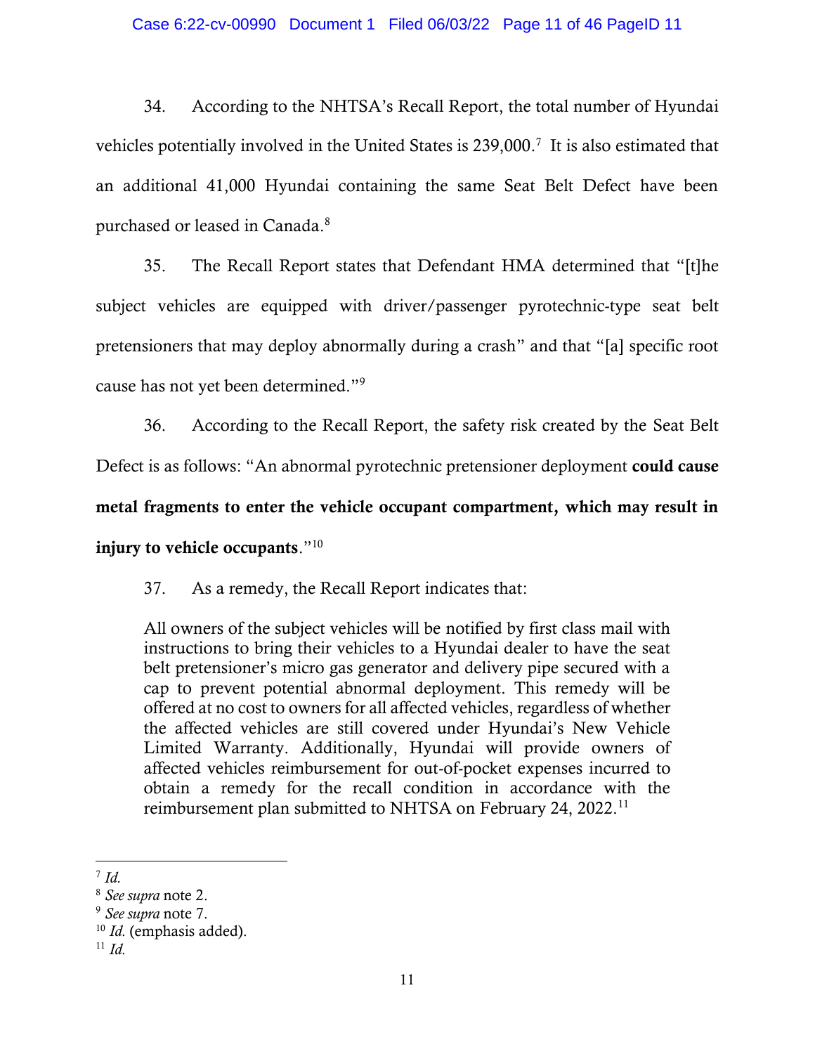34. According to the NHTSA's Recall Report, the total number of Hyundai vehicles potentially involved in the United States is 239,000.[7] It is also estimated that an additional 41,000 Hyundai containing the same Seat Belt Defect have been purchased or leased in Canada.[8]

35. The Recall Report states that Defendant HMA determined that "[t]he subject vehicles are equipped with driver/passenger pyrotechnic-type seat belt pretensioners that may deploy abnormally during a crash" and that "[a] specific root cause has not yet been determined."[9]

36. According to the Recall Report, the safety risk created by the Seat Belt Defect is as follows: "An abnormal pyrotechnic pretensioner deployment **could cause metal fragments to enter the vehicle occupant compartment, which may result in injury to vehicle occupants**."[10]

37. As a remedy, the Recall Report indicates that:

> All owners of the subject vehicles will be notified by first class mail with instructions to bring their vehicles to a Hyundai dealer to have the seat belt pretensioner's micro gas generator and delivery pipe secured with a cap to prevent potential abnormal deployment. This remedy will be offered at no cost to owners for all affected vehicles, regardless of whether the affected vehicles are still covered under Hyundai's New Vehicle Limited Warranty. Additionally, Hyundai will provide owners of affected vehicles reimbursement for out-of-pocket expenses incurred to obtain a remedy for the recall condition in accordance with the reimbursement plan submitted to NHTSA on February 24, 2022.[11]

---

[7] *Id.*

[8] *See supra* note 2.

[9] *See supra* note 7.

[10] *Id.* (emphasis added).

[11] *Id.*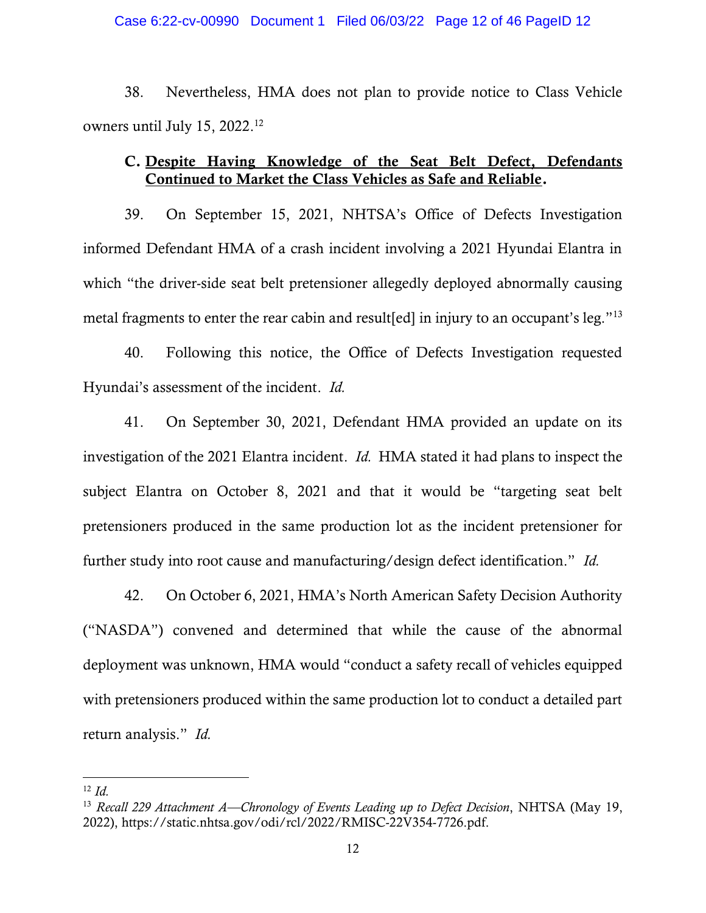38. Nevertheless, HMA does not plan to provide notice to Class Vehicle owners until July 15, 2022.[12]

### C. <u>Despite Having Knowledge of the Seat Belt Defect, Defendants Continued to Market the Class Vehicles as Safe and Reliable</u>.

39. On September 15, 2021, NHTSA's Office of Defects Investigation informed Defendant HMA of a crash incident involving a 2021 Hyundai Elantra in which "the driver-side seat belt pretensioner allegedly deployed abnormally causing metal fragments to enter the rear cabin and result[ed] in injury to an occupant's leg."[13]

40. Following this notice, the Office of Defects Investigation requested Hyundai's assessment of the incident. *Id.*

41. On September 30, 2021, Defendant HMA provided an update on its investigation of the 2021 Elantra incident. *Id.* HMA stated it had plans to inspect the subject Elantra on October 8, 2021 and that it would be "targeting seat belt pretensioners produced in the same production lot as the incident pretensioner for further study into root cause and manufacturing/design defect identification." *Id.*

42. On October 6, 2021, HMA's North American Safety Decision Authority ("NASDA") convened and determined that while the cause of the abnormal deployment was unknown, HMA would "conduct a safety recall of vehicles equipped with pretensioners produced within the same production lot to conduct a detailed part return analysis." *Id.*

---

[12] *Id.*

[13] *Recall 229 Attachment A—Chronology of Events Leading up to Defect Decision*, NHTSA (May 19, 2022), https://static.nhtsa.gov/odi/rcl/2022/RMISC-22V354-7726.pdf.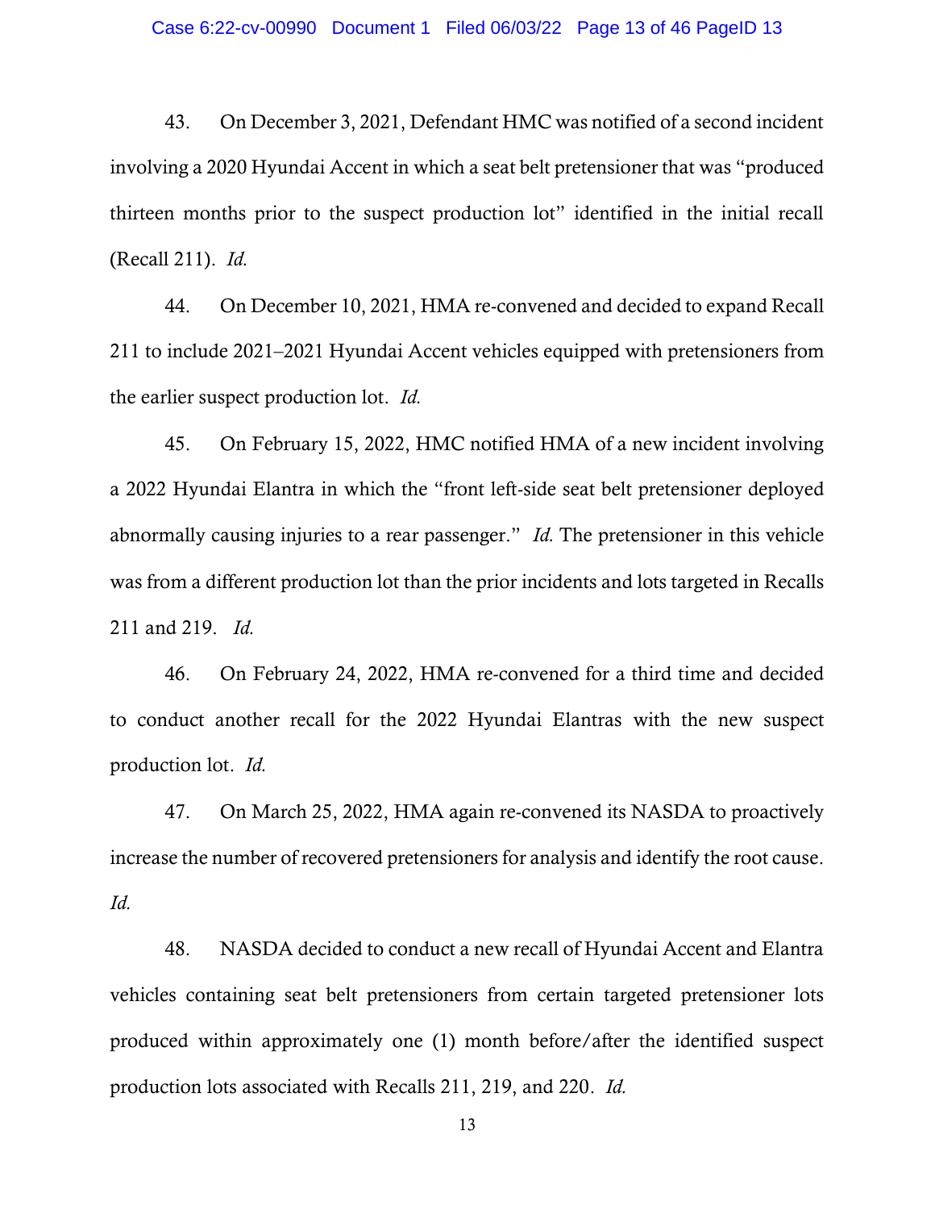43. On December 3, 2021, Defendant HMC was notified of a second incident involving a 2020 Hyundai Accent in which a seat belt pretensioner that was "produced thirteen months prior to the suspect production lot" identified in the initial recall (Recall 211). *Id.*

44. On December 10, 2021, HMA re-convened and decided to expand Recall 211 to include 2021–2021 Hyundai Accent vehicles equipped with pretensioners from the earlier suspect production lot. *Id.*

45. On February 15, 2022, HMC notified HMA of a new incident involving a 2022 Hyundai Elantra in which the "front left-side seat belt pretensioner deployed abnormally causing injuries to a rear passenger." *Id.* The pretensioner in this vehicle was from a different production lot than the prior incidents and lots targeted in Recalls 211 and 219. *Id.*

46. On February 24, 2022, HMA re-convened for a third time and decided to conduct another recall for the 2022 Hyundai Elantras with the new suspect production lot. *Id.*

47. On March 25, 2022, HMA again re-convened its NASDA to proactively increase the number of recovered pretensioners for analysis and identify the root cause. *Id.*

48. NASDA decided to conduct a new recall of Hyundai Accent and Elantra vehicles containing seat belt pretensioners from certain targeted pretensioner lots produced within approximately one (1) month before/after the identified suspect production lots associated with Recalls 211, 219, and 220. *Id.*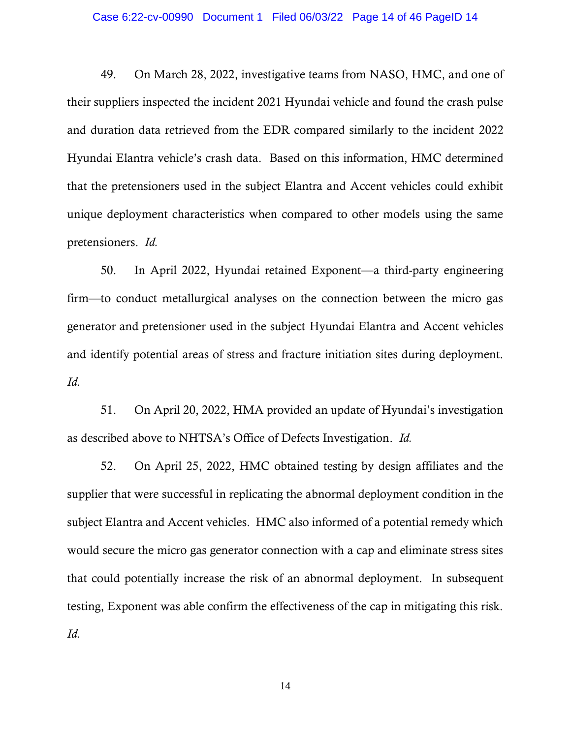49. On March 28, 2022, investigative teams from NASO, HMC, and one of their suppliers inspected the incident 2021 Hyundai vehicle and found the crash pulse and duration data retrieved from the EDR compared similarly to the incident 2022 Hyundai Elantra vehicle's crash data. Based on this information, HMC determined that the pretensioners used in the subject Elantra and Accent vehicles could exhibit unique deployment characteristics when compared to other models using the same pretensioners. *Id.*

50. In April 2022, Hyundai retained Exponent—a third-party engineering firm—to conduct metallurgical analyses on the connection between the micro gas generator and pretensioner used in the subject Hyundai Elantra and Accent vehicles and identify potential areas of stress and fracture initiation sites during deployment. *Id.*

51. On April 20, 2022, HMA provided an update of Hyundai's investigation as described above to NHTSA's Office of Defects Investigation. *Id.*

52. On April 25, 2022, HMC obtained testing by design affiliates and the supplier that were successful in replicating the abnormal deployment condition in the subject Elantra and Accent vehicles. HMC also informed of a potential remedy which would secure the micro gas generator connection with a cap and eliminate stress sites that could potentially increase the risk of an abnormal deployment. In subsequent testing, Exponent was able confirm the effectiveness of the cap in mitigating this risk. *Id.*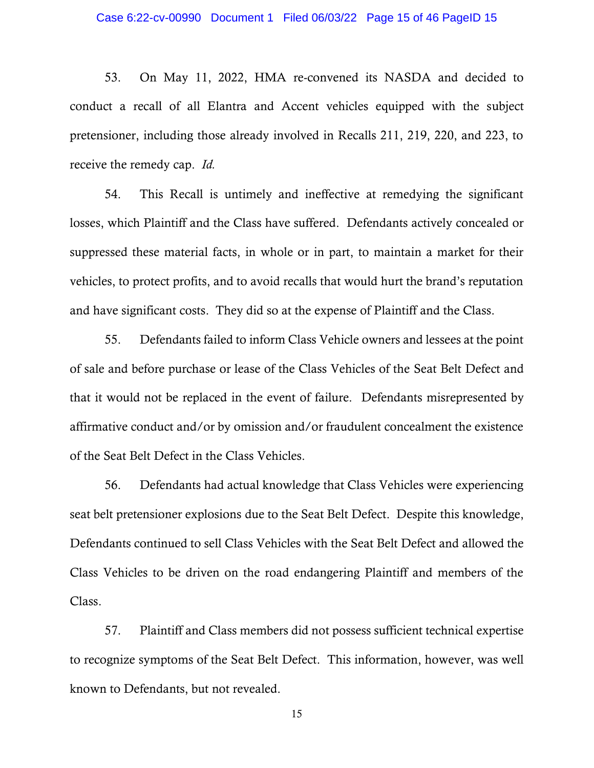53. On May 11, 2022, HMA re-convened its NASDA and decided to conduct a recall of all Elantra and Accent vehicles equipped with the subject pretensioner, including those already involved in Recalls 211, 219, 220, and 223, to receive the remedy cap. *Id.*

54. This Recall is untimely and ineffective at remedying the significant losses, which Plaintiff and the Class have suffered. Defendants actively concealed or suppressed these material facts, in whole or in part, to maintain a market for their vehicles, to protect profits, and to avoid recalls that would hurt the brand's reputation and have significant costs. They did so at the expense of Plaintiff and the Class.

55. Defendants failed to inform Class Vehicle owners and lessees at the point of sale and before purchase or lease of the Class Vehicles of the Seat Belt Defect and that it would not be replaced in the event of failure. Defendants misrepresented by affirmative conduct and/or by omission and/or fraudulent concealment the existence of the Seat Belt Defect in the Class Vehicles.

56. Defendants had actual knowledge that Class Vehicles were experiencing seat belt pretensioner explosions due to the Seat Belt Defect. Despite this knowledge, Defendants continued to sell Class Vehicles with the Seat Belt Defect and allowed the Class Vehicles to be driven on the road endangering Plaintiff and members of the Class.

57. Plaintiff and Class members did not possess sufficient technical expertise to recognize symptoms of the Seat Belt Defect. This information, however, was well known to Defendants, but not revealed.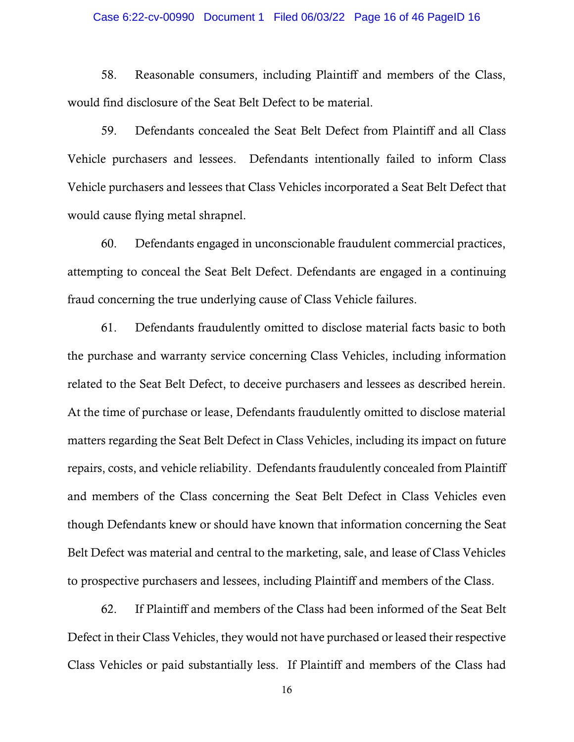58. Reasonable consumers, including Plaintiff and members of the Class, would find disclosure of the Seat Belt Defect to be material.

59. Defendants concealed the Seat Belt Defect from Plaintiff and all Class Vehicle purchasers and lessees. Defendants intentionally failed to inform Class Vehicle purchasers and lessees that Class Vehicles incorporated a Seat Belt Defect that would cause flying metal shrapnel.

60. Defendants engaged in unconscionable fraudulent commercial practices, attempting to conceal the Seat Belt Defect. Defendants are engaged in a continuing fraud concerning the true underlying cause of Class Vehicle failures.

61. Defendants fraudulently omitted to disclose material facts basic to both the purchase and warranty service concerning Class Vehicles, including information related to the Seat Belt Defect, to deceive purchasers and lessees as described herein. At the time of purchase or lease, Defendants fraudulently omitted to disclose material matters regarding the Seat Belt Defect in Class Vehicles, including its impact on future repairs, costs, and vehicle reliability. Defendants fraudulently concealed from Plaintiff and members of the Class concerning the Seat Belt Defect in Class Vehicles even though Defendants knew or should have known that information concerning the Seat Belt Defect was material and central to the marketing, sale, and lease of Class Vehicles to prospective purchasers and lessees, including Plaintiff and members of the Class.

62. If Plaintiff and members of the Class had been informed of the Seat Belt Defect in their Class Vehicles, they would not have purchased or leased their respective Class Vehicles or paid substantially less. If Plaintiff and members of the Class had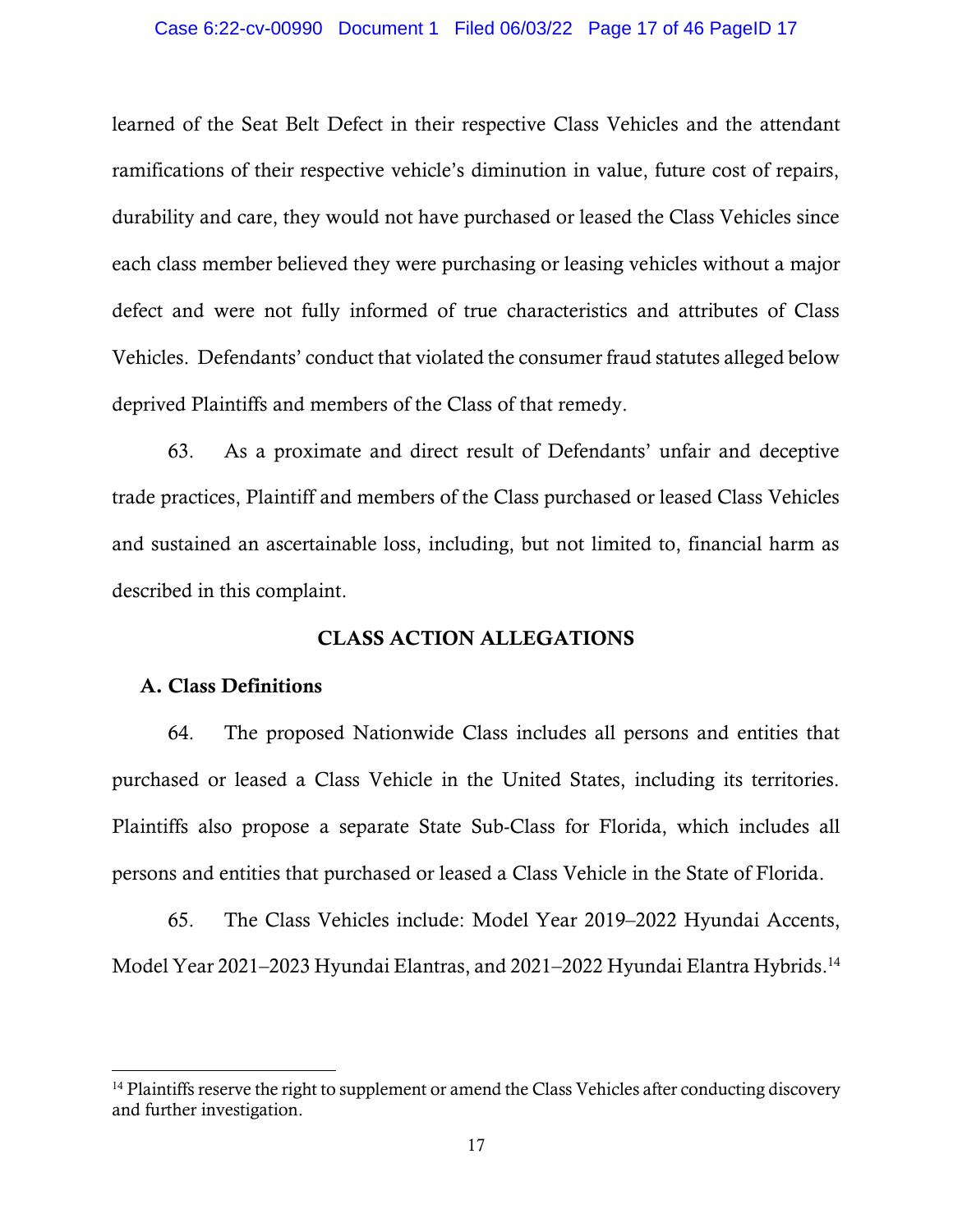learned of the Seat Belt Defect in their respective Class Vehicles and the attendant ramifications of their respective vehicle's diminution in value, future cost of repairs, durability and care, they would not have purchased or leased the Class Vehicles since each class member believed they were purchasing or leasing vehicles without a major defect and were not fully informed of true characteristics and attributes of Class Vehicles. Defendants' conduct that violated the consumer fraud statutes alleged below deprived Plaintiffs and members of the Class of that remedy.

63. As a proximate and direct result of Defendants' unfair and deceptive trade practices, Plaintiff and members of the Class purchased or leased Class Vehicles and sustained an ascertainable loss, including, but not limited to, financial harm as described in this complaint.

## CLASS ACTION ALLEGATIONS

### A. Class Definitions

64. The proposed Nationwide Class includes all persons and entities that purchased or leased a Class Vehicle in the United States, including its territories. Plaintiffs also propose a separate State Sub-Class for Florida, which includes all persons and entities that purchased or leased a Class Vehicle in the State of Florida.

65. The Class Vehicles include: Model Year 2019–2022 Hyundai Accents, Model Year 2021–2023 Hyundai Elantras, and 2021–2022 Hyundai Elantra Hybrids.[14]

---

[14] Plaintiffs reserve the right to supplement or amend the Class Vehicles after conducting discovery and further investigation.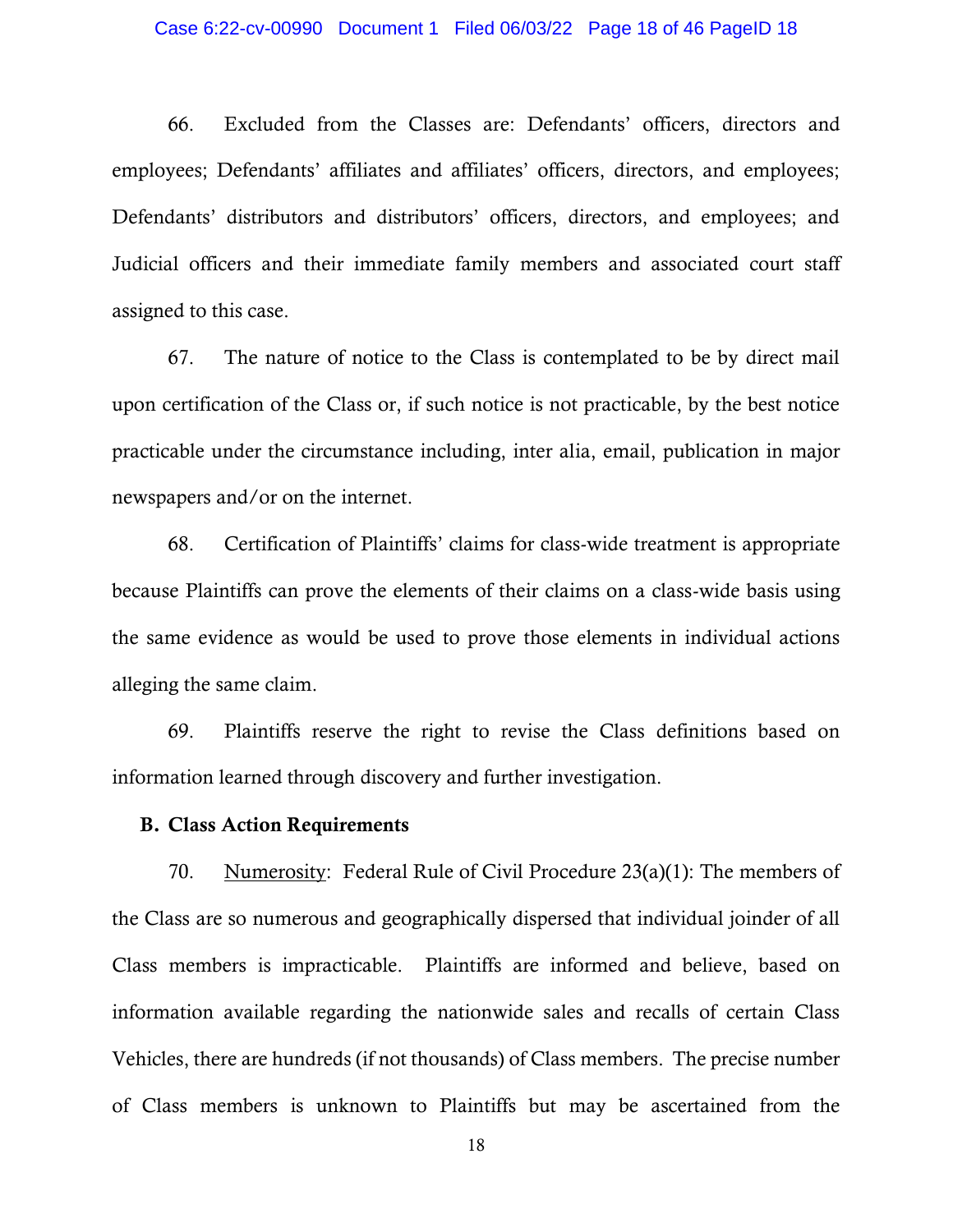66. Excluded from the Classes are: Defendants' officers, directors and employees; Defendants' affiliates and affiliates' officers, directors, and employees; Defendants' distributors and distributors' officers, directors, and employees; and Judicial officers and their immediate family members and associated court staff assigned to this case.

67. The nature of notice to the Class is contemplated to be by direct mail upon certification of the Class or, if such notice is not practicable, by the best notice practicable under the circumstance including, inter alia, email, publication in major newspapers and/or on the internet.

68. Certification of Plaintiffs' claims for class-wide treatment is appropriate because Plaintiffs can prove the elements of their claims on a class-wide basis using the same evidence as would be used to prove those elements in individual actions alleging the same claim.

69. Plaintiffs reserve the right to revise the Class definitions based on information learned through discovery and further investigation.

**B. Class Action Requirements**

70. Numerosity: Federal Rule of Civil Procedure 23(a)(1): The members of the Class are so numerous and geographically dispersed that individual joinder of all Class members is impracticable. Plaintiffs are informed and believe, based on information available regarding the nationwide sales and recalls of certain Class Vehicles, there are hundreds (if not thousands) of Class members. The precise number of Class members is unknown to Plaintiffs but may be ascertained from the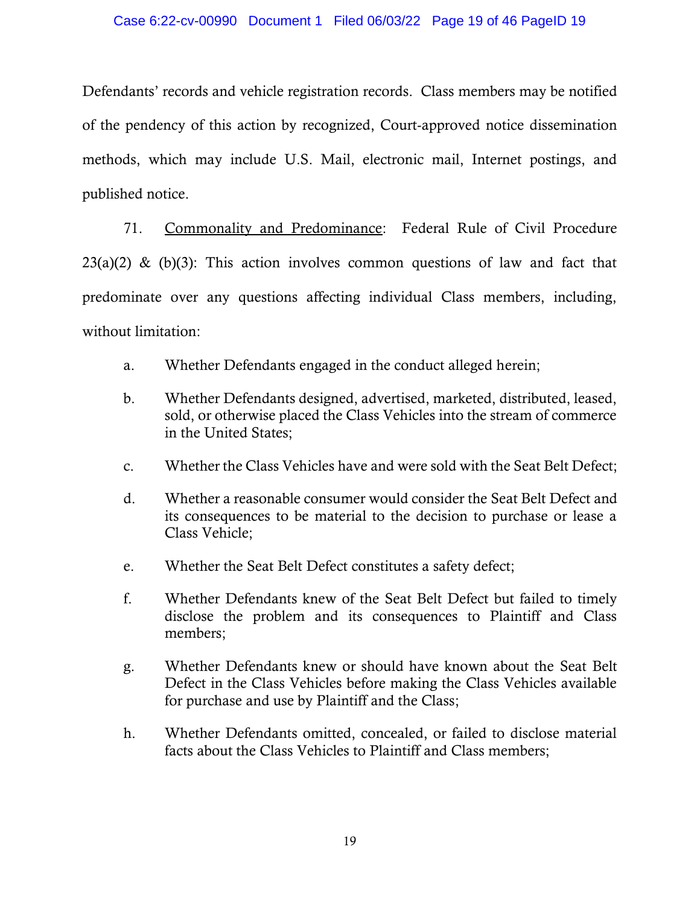Defendants' records and vehicle registration records. Class members may be notified of the pendency of this action by recognized, Court-approved notice dissemination methods, which may include U.S. Mail, electronic mail, Internet postings, and published notice.

71. Commonality and Predominance: Federal Rule of Civil Procedure 23(a)(2) & (b)(3): This action involves common questions of law and fact that predominate over any questions affecting individual Class members, including, without limitation:

a. Whether Defendants engaged in the conduct alleged herein;

b. Whether Defendants designed, advertised, marketed, distributed, leased, sold, or otherwise placed the Class Vehicles into the stream of commerce in the United States;

c. Whether the Class Vehicles have and were sold with the Seat Belt Defect;

d. Whether a reasonable consumer would consider the Seat Belt Defect and its consequences to be material to the decision to purchase or lease a Class Vehicle;

e. Whether the Seat Belt Defect constitutes a safety defect;

f. Whether Defendants knew of the Seat Belt Defect but failed to timely disclose the problem and its consequences to Plaintiff and Class members;

g. Whether Defendants knew or should have known about the Seat Belt Defect in the Class Vehicles before making the Class Vehicles available for purchase and use by Plaintiff and the Class;

h. Whether Defendants omitted, concealed, or failed to disclose material facts about the Class Vehicles to Plaintiff and Class members;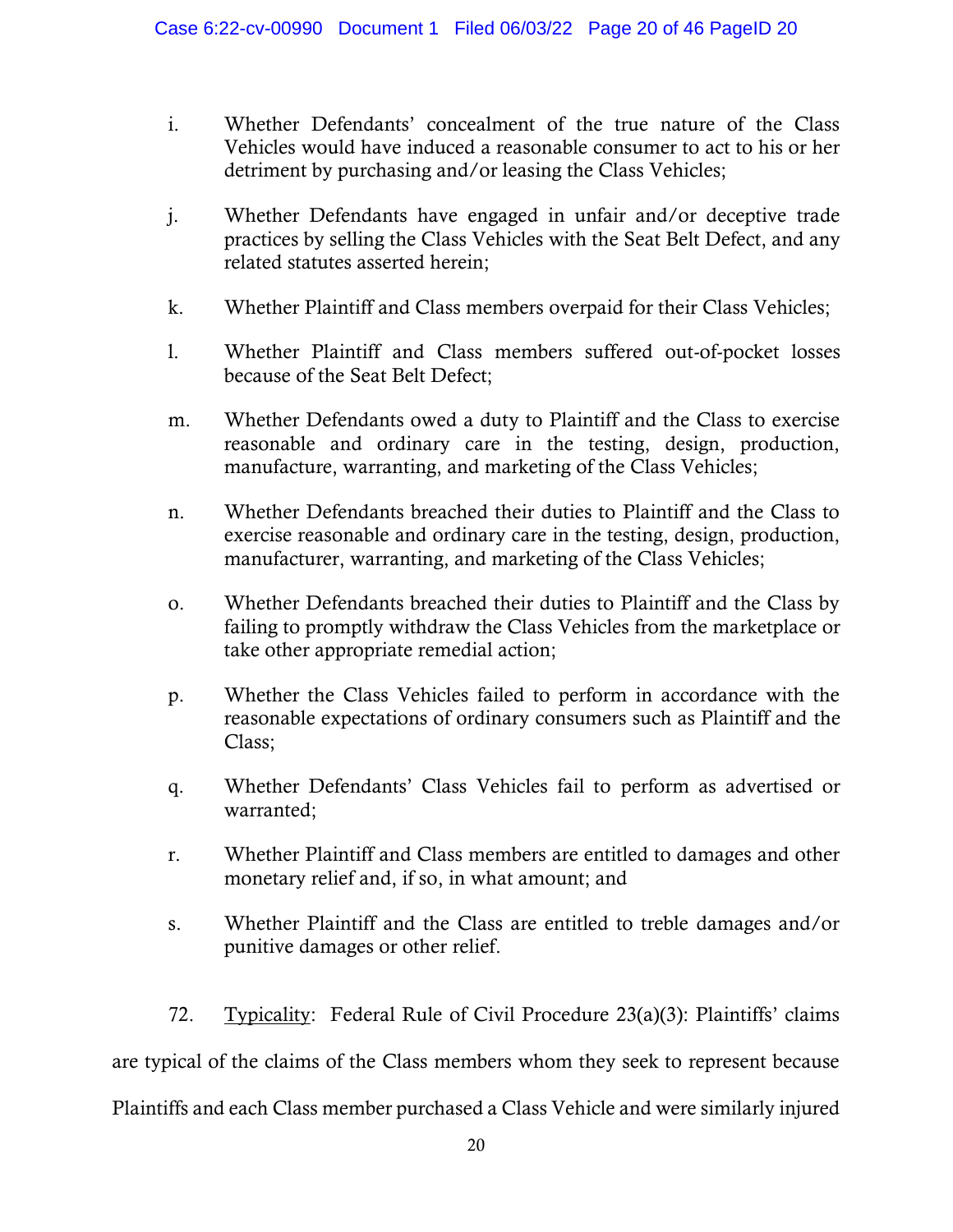i. Whether Defendants' concealment of the true nature of the Class Vehicles would have induced a reasonable consumer to act to his or her detriment by purchasing and/or leasing the Class Vehicles;

j. Whether Defendants have engaged in unfair and/or deceptive trade practices by selling the Class Vehicles with the Seat Belt Defect, and any related statutes asserted herein;

k. Whether Plaintiff and Class members overpaid for their Class Vehicles;

l. Whether Plaintiff and Class members suffered out-of-pocket losses because of the Seat Belt Defect;

m. Whether Defendants owed a duty to Plaintiff and the Class to exercise reasonable and ordinary care in the testing, design, production, manufacture, warranting, and marketing of the Class Vehicles;

n. Whether Defendants breached their duties to Plaintiff and the Class to exercise reasonable and ordinary care in the testing, design, production, manufacturer, warranting, and marketing of the Class Vehicles;

o. Whether Defendants breached their duties to Plaintiff and the Class by failing to promptly withdraw the Class Vehicles from the marketplace or take other appropriate remedial action;

p. Whether the Class Vehicles failed to perform in accordance with the reasonable expectations of ordinary consumers such as Plaintiff and the Class;

q. Whether Defendants' Class Vehicles fail to perform as advertised or warranted;

r. Whether Plaintiff and Class members are entitled to damages and other monetary relief and, if so, in what amount; and

s. Whether Plaintiff and the Class are entitled to treble damages and/or punitive damages or other relief.

72. <u>Typicality</u>: Federal Rule of Civil Procedure 23(a)(3): Plaintiffs' claims are typical of the claims of the Class members whom they seek to represent because Plaintiffs and each Class member purchased a Class Vehicle and were similarly injured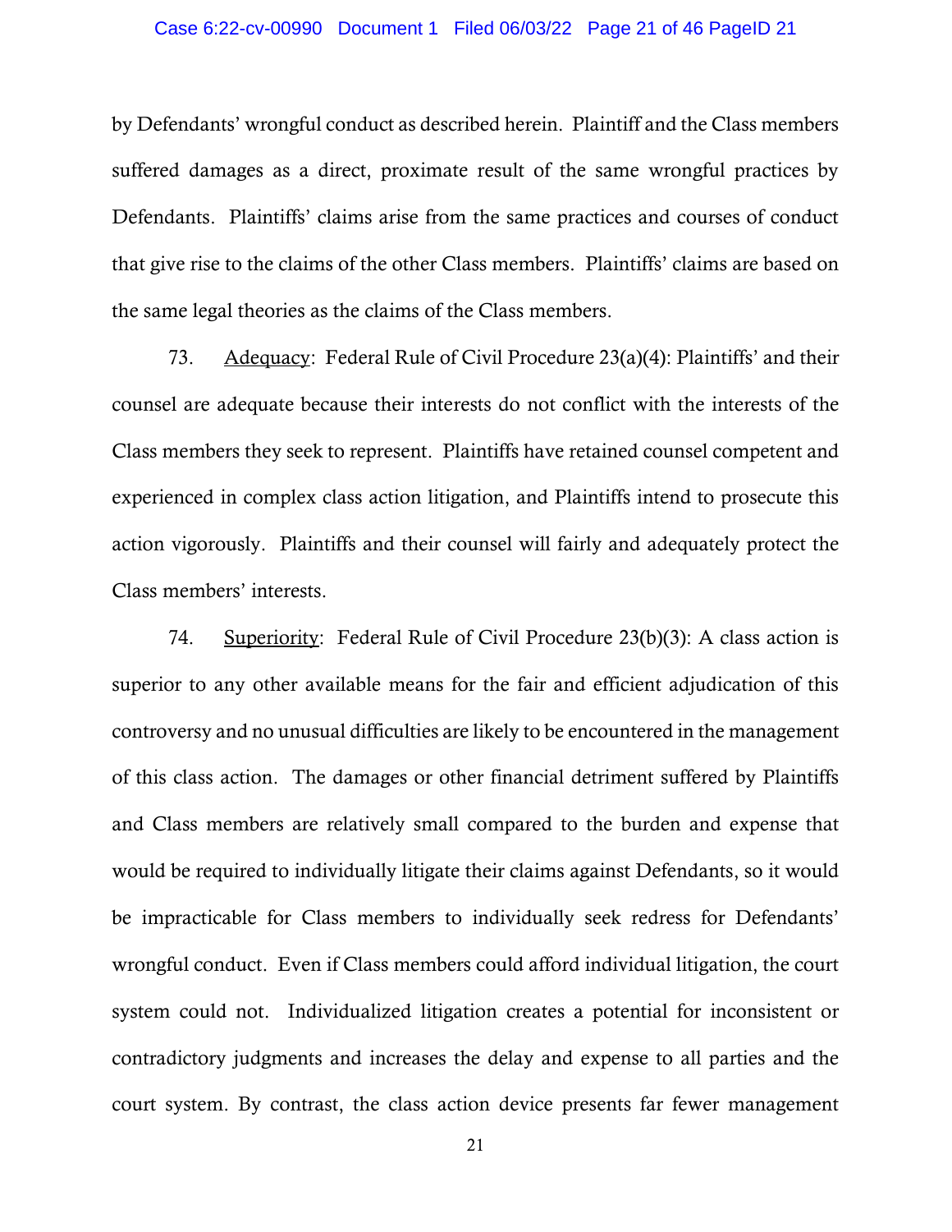by Defendants' wrongful conduct as described herein. Plaintiff and the Class members suffered damages as a direct, proximate result of the same wrongful practices by Defendants. Plaintiffs' claims arise from the same practices and courses of conduct that give rise to the claims of the other Class members. Plaintiffs' claims are based on the same legal theories as the claims of the Class members.

73. Adequacy: Federal Rule of Civil Procedure 23(a)(4): Plaintiffs' and their counsel are adequate because their interests do not conflict with the interests of the Class members they seek to represent. Plaintiffs have retained counsel competent and experienced in complex class action litigation, and Plaintiffs intend to prosecute this action vigorously. Plaintiffs and their counsel will fairly and adequately protect the Class members' interests.

74. Superiority: Federal Rule of Civil Procedure 23(b)(3): A class action is superior to any other available means for the fair and efficient adjudication of this controversy and no unusual difficulties are likely to be encountered in the management of this class action. The damages or other financial detriment suffered by Plaintiffs and Class members are relatively small compared to the burden and expense that would be required to individually litigate their claims against Defendants, so it would be impracticable for Class members to individually seek redress for Defendants' wrongful conduct. Even if Class members could afford individual litigation, the court system could not. Individualized litigation creates a potential for inconsistent or contradictory judgments and increases the delay and expense to all parties and the court system. By contrast, the class action device presents far fewer management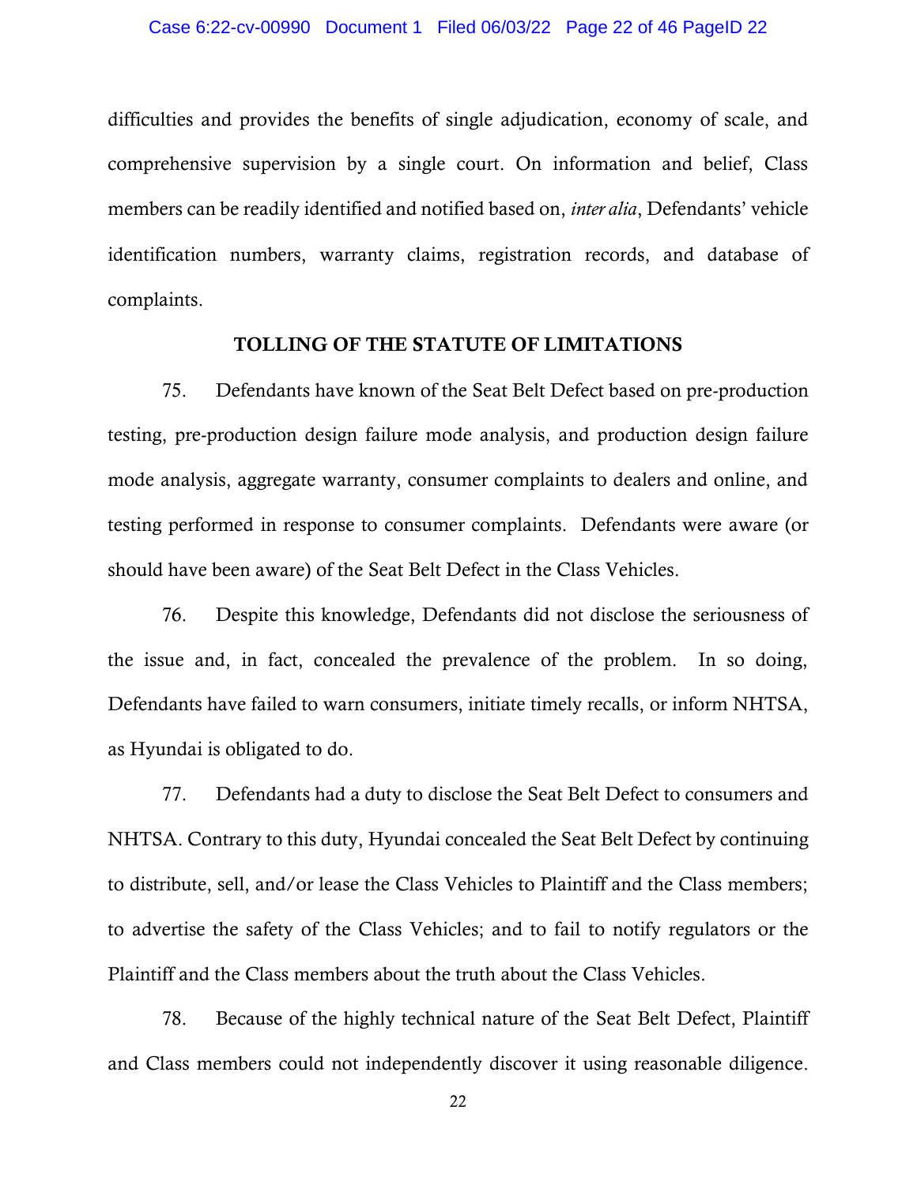difficulties and provides the benefits of single adjudication, economy of scale, and comprehensive supervision by a single court. On information and belief, Class members can be readily identified and notified based on, *inter alia*, Defendants' vehicle identification numbers, warranty claims, registration records, and database of complaints.

## TOLLING OF THE STATUTE OF LIMITATIONS

75. Defendants have known of the Seat Belt Defect based on pre-production testing, pre-production design failure mode analysis, and production design failure mode analysis, aggregate warranty, consumer complaints to dealers and online, and testing performed in response to consumer complaints. Defendants were aware (or should have been aware) of the Seat Belt Defect in the Class Vehicles.

76. Despite this knowledge, Defendants did not disclose the seriousness of the issue and, in fact, concealed the prevalence of the problem. In so doing, Defendants have failed to warn consumers, initiate timely recalls, or inform NHTSA, as Hyundai is obligated to do.

77. Defendants had a duty to disclose the Seat Belt Defect to consumers and NHTSA. Contrary to this duty, Hyundai concealed the Seat Belt Defect by continuing to distribute, sell, and/or lease the Class Vehicles to Plaintiff and the Class members; to advertise the safety of the Class Vehicles; and to fail to notify regulators or the Plaintiff and the Class members about the truth about the Class Vehicles.

78. Because of the highly technical nature of the Seat Belt Defect, Plaintiff and Class members could not independently discover it using reasonable diligence.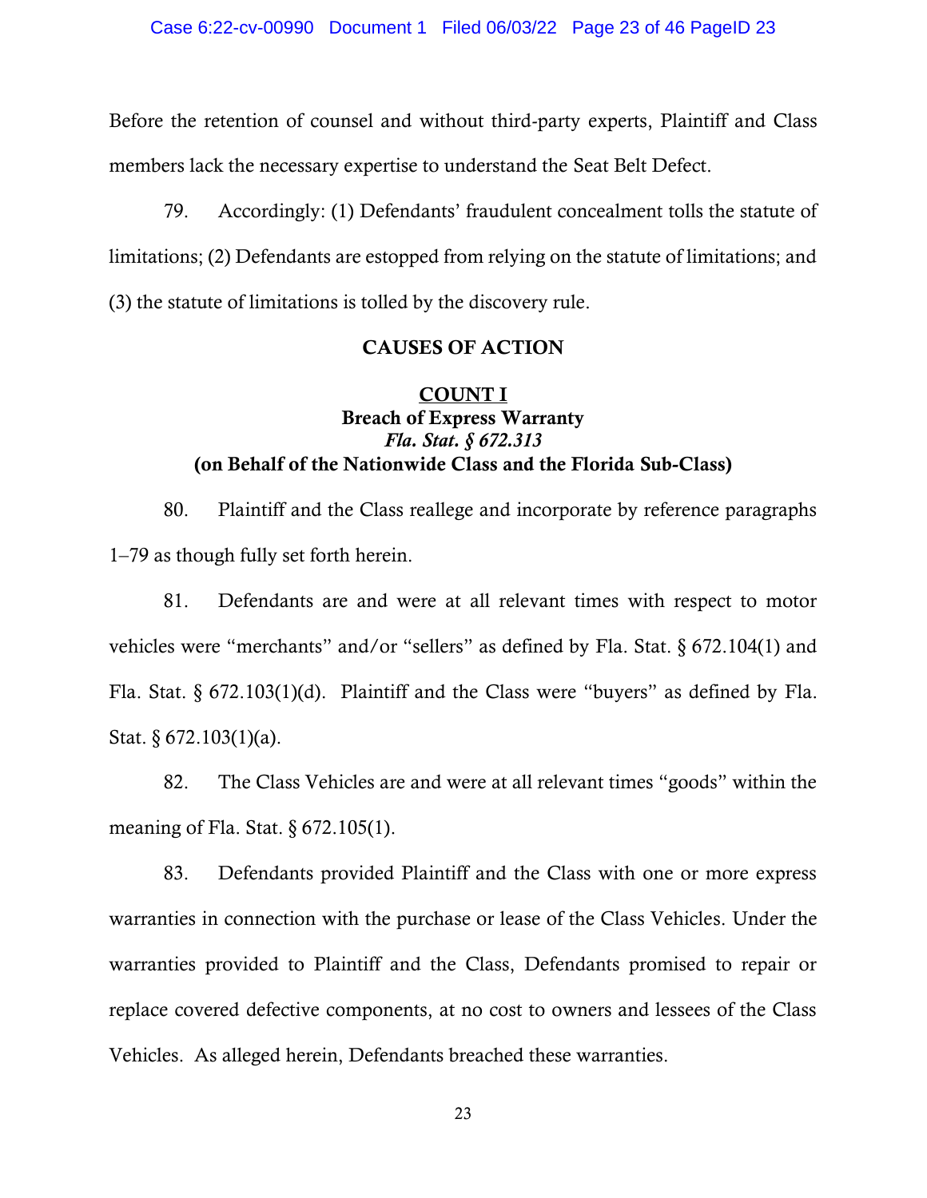Before the retention of counsel and without third-party experts, Plaintiff and Class members lack the necessary expertise to understand the Seat Belt Defect.

79. Accordingly: (1) Defendants' fraudulent concealment tolls the statute of limitations; (2) Defendants are estopped from relying on the statute of limitations; and (3) the statute of limitations is tolled by the discovery rule.

## CAUSES OF ACTION

### COUNT I
### Breach of Express Warranty
### *Fla. Stat. § 672.313*
### (on Behalf of the Nationwide Class and the Florida Sub-Class)

80. Plaintiff and the Class reallege and incorporate by reference paragraphs 1–79 as though fully set forth herein.

81. Defendants are and were at all relevant times with respect to motor vehicles were "merchants" and/or "sellers" as defined by Fla. Stat. § 672.104(1) and Fla. Stat. § 672.103(1)(d). Plaintiff and the Class were "buyers" as defined by Fla. Stat. § 672.103(1)(a).

82. The Class Vehicles are and were at all relevant times "goods" within the meaning of Fla. Stat. § 672.105(1).

83. Defendants provided Plaintiff and the Class with one or more express warranties in connection with the purchase or lease of the Class Vehicles. Under the warranties provided to Plaintiff and the Class, Defendants promised to repair or replace covered defective components, at no cost to owners and lessees of the Class Vehicles. As alleged herein, Defendants breached these warranties.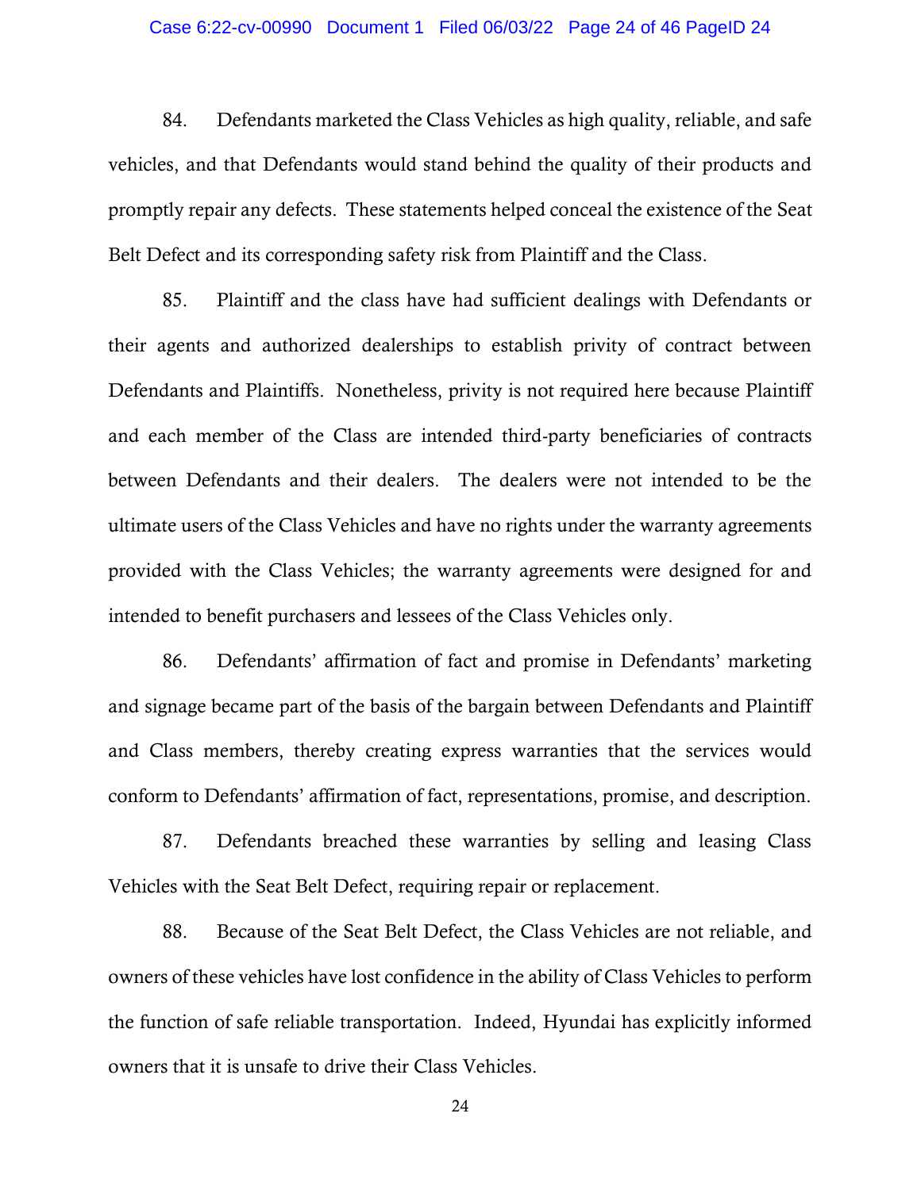84. Defendants marketed the Class Vehicles as high quality, reliable, and safe vehicles, and that Defendants would stand behind the quality of their products and promptly repair any defects. These statements helped conceal the existence of the Seat Belt Defect and its corresponding safety risk from Plaintiff and the Class.

85. Plaintiff and the class have had sufficient dealings with Defendants or their agents and authorized dealerships to establish privity of contract between Defendants and Plaintiffs. Nonetheless, privity is not required here because Plaintiff and each member of the Class are intended third-party beneficiaries of contracts between Defendants and their dealers. The dealers were not intended to be the ultimate users of the Class Vehicles and have no rights under the warranty agreements provided with the Class Vehicles; the warranty agreements were designed for and intended to benefit purchasers and lessees of the Class Vehicles only.

86. Defendants' affirmation of fact and promise in Defendants' marketing and signage became part of the basis of the bargain between Defendants and Plaintiff and Class members, thereby creating express warranties that the services would conform to Defendants' affirmation of fact, representations, promise, and description.

87. Defendants breached these warranties by selling and leasing Class Vehicles with the Seat Belt Defect, requiring repair or replacement.

88. Because of the Seat Belt Defect, the Class Vehicles are not reliable, and owners of these vehicles have lost confidence in the ability of Class Vehicles to perform the function of safe reliable transportation. Indeed, Hyundai has explicitly informed owners that it is unsafe to drive their Class Vehicles.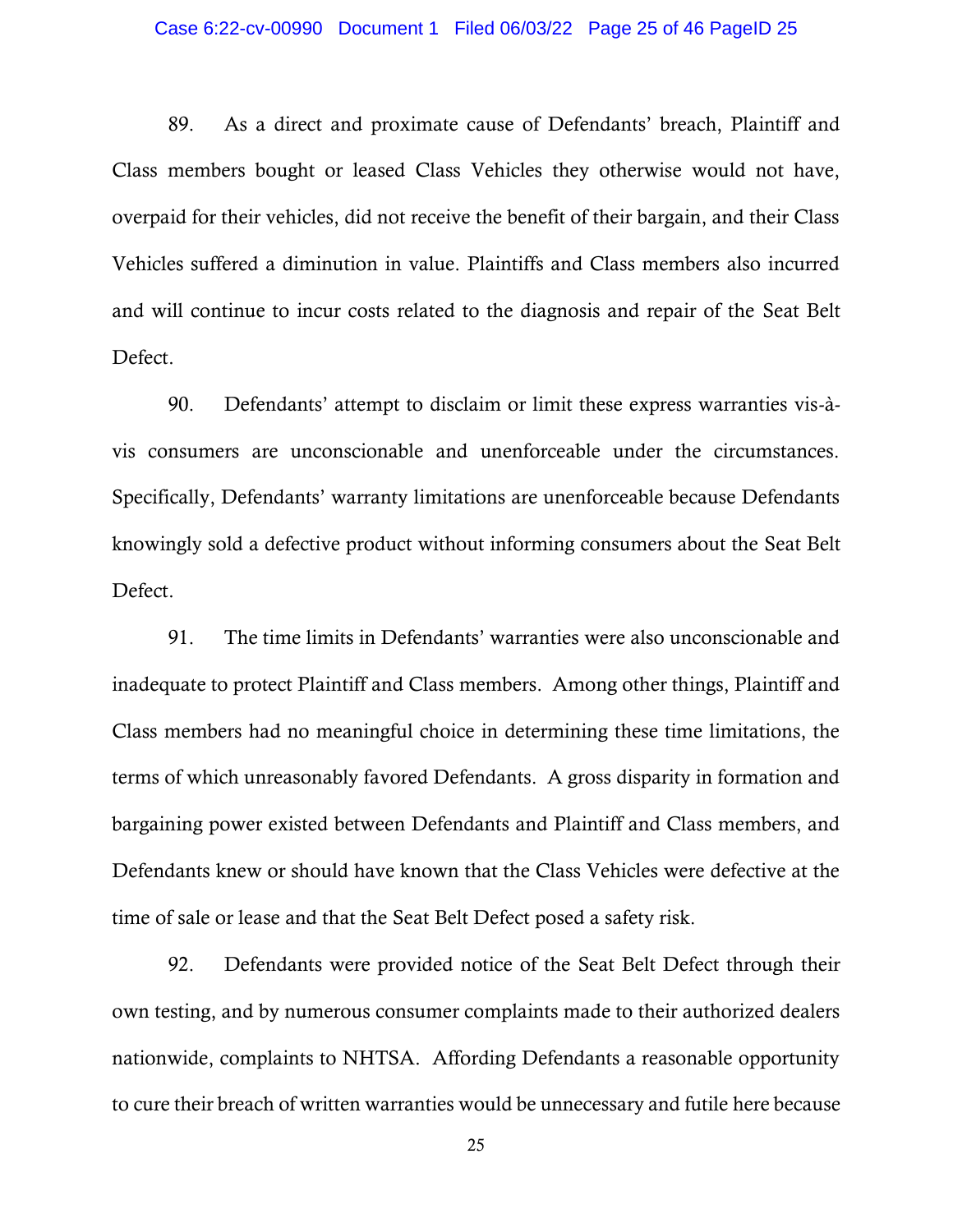89. As a direct and proximate cause of Defendants' breach, Plaintiff and Class members bought or leased Class Vehicles they otherwise would not have, overpaid for their vehicles, did not receive the benefit of their bargain, and their Class Vehicles suffered a diminution in value. Plaintiffs and Class members also incurred and will continue to incur costs related to the diagnosis and repair of the Seat Belt Defect.

90. Defendants' attempt to disclaim or limit these express warranties vis-à-vis consumers are unconscionable and unenforceable under the circumstances. Specifically, Defendants' warranty limitations are unenforceable because Defendants knowingly sold a defective product without informing consumers about the Seat Belt Defect.

91. The time limits in Defendants' warranties were also unconscionable and inadequate to protect Plaintiff and Class members. Among other things, Plaintiff and Class members had no meaningful choice in determining these time limitations, the terms of which unreasonably favored Defendants. A gross disparity in formation and bargaining power existed between Defendants and Plaintiff and Class members, and Defendants knew or should have known that the Class Vehicles were defective at the time of sale or lease and that the Seat Belt Defect posed a safety risk.

92. Defendants were provided notice of the Seat Belt Defect through their own testing, and by numerous consumer complaints made to their authorized dealers nationwide, complaints to NHTSA. Affording Defendants a reasonable opportunity to cure their breach of written warranties would be unnecessary and futile here because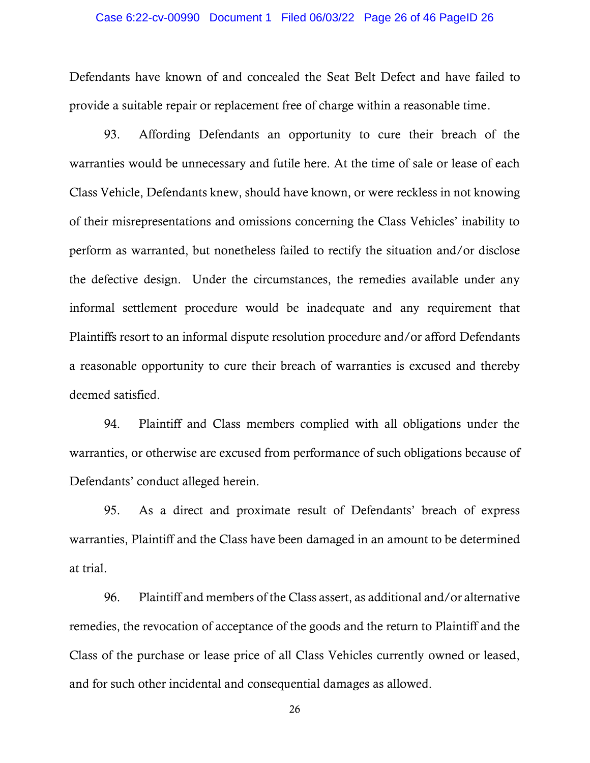Defendants have known of and concealed the Seat Belt Defect and have failed to provide a suitable repair or replacement free of charge within a reasonable time.

93. Affording Defendants an opportunity to cure their breach of the warranties would be unnecessary and futile here. At the time of sale or lease of each Class Vehicle, Defendants knew, should have known, or were reckless in not knowing of their misrepresentations and omissions concerning the Class Vehicles' inability to perform as warranted, but nonetheless failed to rectify the situation and/or disclose the defective design. Under the circumstances, the remedies available under any informal settlement procedure would be inadequate and any requirement that Plaintiffs resort to an informal dispute resolution procedure and/or afford Defendants a reasonable opportunity to cure their breach of warranties is excused and thereby deemed satisfied.

94. Plaintiff and Class members complied with all obligations under the warranties, or otherwise are excused from performance of such obligations because of Defendants' conduct alleged herein.

95. As a direct and proximate result of Defendants' breach of express warranties, Plaintiff and the Class have been damaged in an amount to be determined at trial.

96. Plaintiff and members of the Class assert, as additional and/or alternative remedies, the revocation of acceptance of the goods and the return to Plaintiff and the Class of the purchase or lease price of all Class Vehicles currently owned or leased, and for such other incidental and consequential damages as allowed.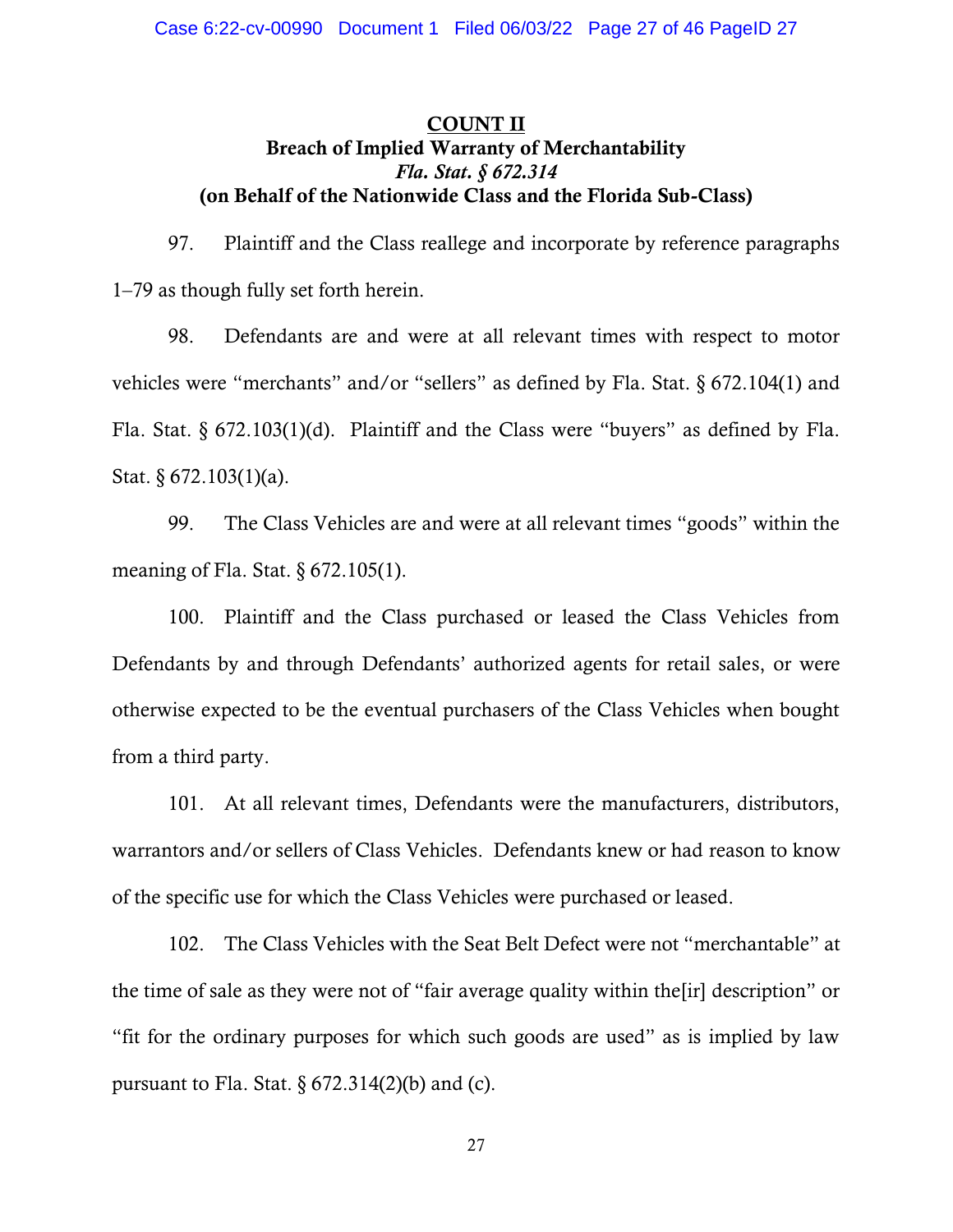## COUNT II
### Breach of Implied Warranty of Merchantability
### *Fla. Stat. § 672.314*
### (on Behalf of the Nationwide Class and the Florida Sub-Class)

97. Plaintiff and the Class reallege and incorporate by reference paragraphs 1–79 as though fully set forth herein.

98. Defendants are and were at all relevant times with respect to motor vehicles were "merchants" and/or "sellers" as defined by Fla. Stat. § 672.104(1) and Fla. Stat. § 672.103(1)(d). Plaintiff and the Class were "buyers" as defined by Fla. Stat. § 672.103(1)(a).

99. The Class Vehicles are and were at all relevant times "goods" within the meaning of Fla. Stat. § 672.105(1).

100. Plaintiff and the Class purchased or leased the Class Vehicles from Defendants by and through Defendants' authorized agents for retail sales, or were otherwise expected to be the eventual purchasers of the Class Vehicles when bought from a third party.

101. At all relevant times, Defendants were the manufacturers, distributors, warrantors and/or sellers of Class Vehicles. Defendants knew or had reason to know of the specific use for which the Class Vehicles were purchased or leased.

102. The Class Vehicles with the Seat Belt Defect were not "merchantable" at the time of sale as they were not of "fair average quality within the[ir] description" or "fit for the ordinary purposes for which such goods are used" as is implied by law pursuant to Fla. Stat. § 672.314(2)(b) and (c).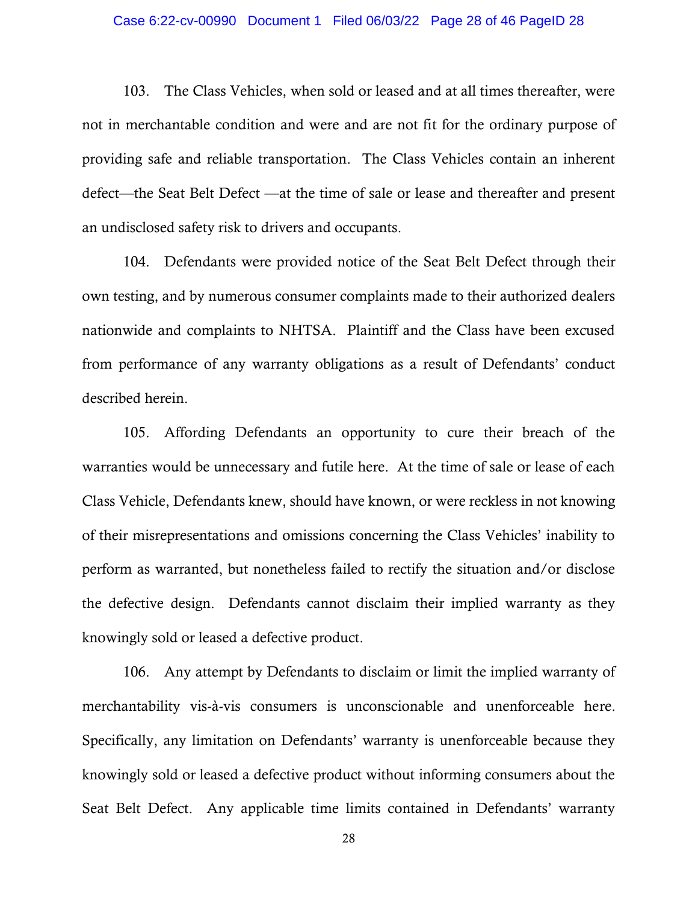103. The Class Vehicles, when sold or leased and at all times thereafter, were not in merchantable condition and were and are not fit for the ordinary purpose of providing safe and reliable transportation. The Class Vehicles contain an inherent defect—the Seat Belt Defect —at the time of sale or lease and thereafter and present an undisclosed safety risk to drivers and occupants.

104. Defendants were provided notice of the Seat Belt Defect through their own testing, and by numerous consumer complaints made to their authorized dealers nationwide and complaints to NHTSA. Plaintiff and the Class have been excused from performance of any warranty obligations as a result of Defendants' conduct described herein.

105. Affording Defendants an opportunity to cure their breach of the warranties would be unnecessary and futile here. At the time of sale or lease of each Class Vehicle, Defendants knew, should have known, or were reckless in not knowing of their misrepresentations and omissions concerning the Class Vehicles' inability to perform as warranted, but nonetheless failed to rectify the situation and/or disclose the defective design. Defendants cannot disclaim their implied warranty as they knowingly sold or leased a defective product.

106. Any attempt by Defendants to disclaim or limit the implied warranty of merchantability vis-à-vis consumers is unconscionable and unenforceable here. Specifically, any limitation on Defendants' warranty is unenforceable because they knowingly sold or leased a defective product without informing consumers about the Seat Belt Defect. Any applicable time limits contained in Defendants' warranty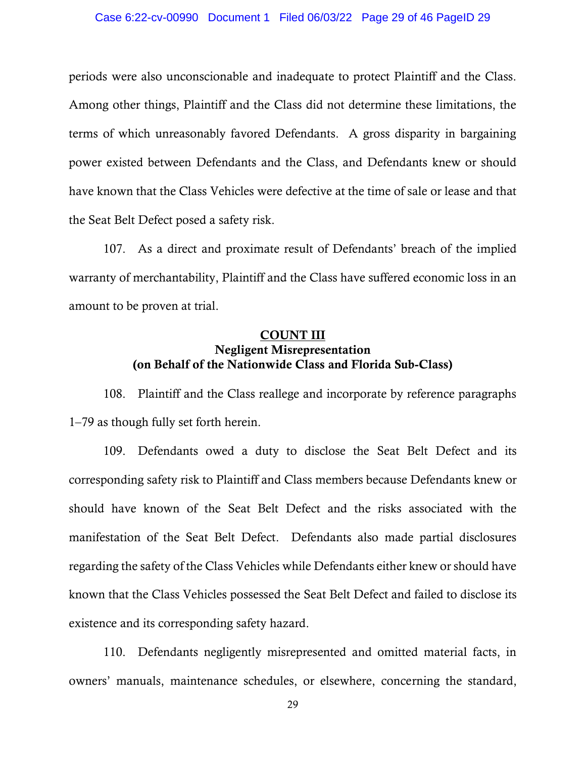periods were also unconscionable and inadequate to protect Plaintiff and the Class. Among other things, Plaintiff and the Class did not determine these limitations, the terms of which unreasonably favored Defendants. A gross disparity in bargaining power existed between Defendants and the Class, and Defendants knew or should have known that the Class Vehicles were defective at the time of sale or lease and that the Seat Belt Defect posed a safety risk.

107. As a direct and proximate result of Defendants' breach of the implied warranty of merchantability, Plaintiff and the Class have suffered economic loss in an amount to be proven at trial.

## COUNT III
### Negligent Misrepresentation
### (on Behalf of the Nationwide Class and Florida Sub-Class)

108. Plaintiff and the Class reallege and incorporate by reference paragraphs 1–79 as though fully set forth herein.

109. Defendants owed a duty to disclose the Seat Belt Defect and its corresponding safety risk to Plaintiff and Class members because Defendants knew or should have known of the Seat Belt Defect and the risks associated with the manifestation of the Seat Belt Defect. Defendants also made partial disclosures regarding the safety of the Class Vehicles while Defendants either knew or should have known that the Class Vehicles possessed the Seat Belt Defect and failed to disclose its existence and its corresponding safety hazard.

110. Defendants negligently misrepresented and omitted material facts, in owners' manuals, maintenance schedules, or elsewhere, concerning the standard,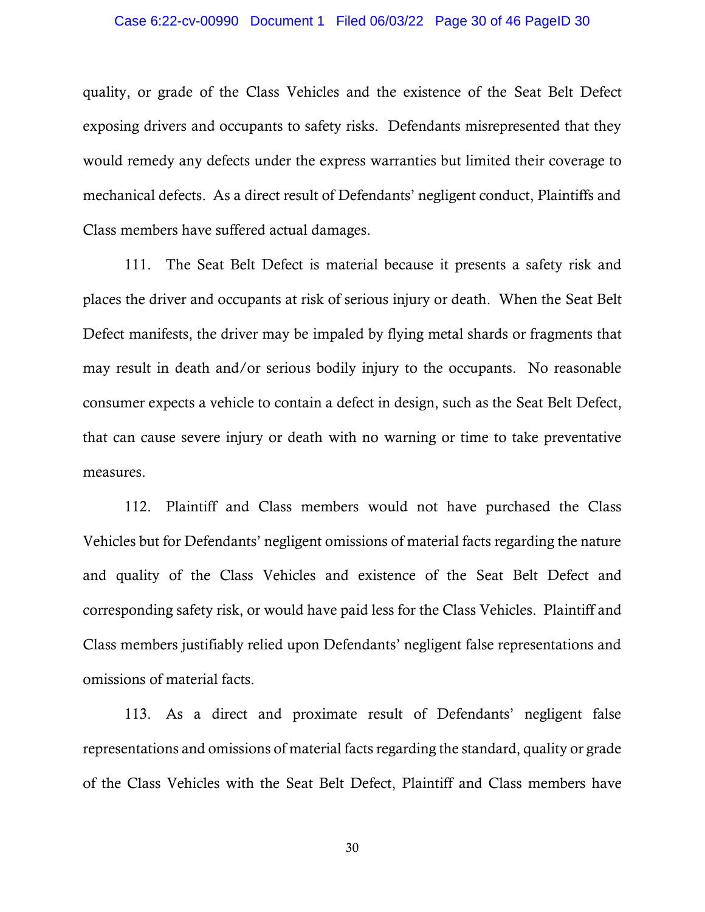quality, or grade of the Class Vehicles and the existence of the Seat Belt Defect exposing drivers and occupants to safety risks. Defendants misrepresented that they would remedy any defects under the express warranties but limited their coverage to mechanical defects. As a direct result of Defendants' negligent conduct, Plaintiffs and Class members have suffered actual damages.

111. The Seat Belt Defect is material because it presents a safety risk and places the driver and occupants at risk of serious injury or death. When the Seat Belt Defect manifests, the driver may be impaled by flying metal shards or fragments that may result in death and/or serious bodily injury to the occupants. No reasonable consumer expects a vehicle to contain a defect in design, such as the Seat Belt Defect, that can cause severe injury or death with no warning or time to take preventative measures.

112. Plaintiff and Class members would not have purchased the Class Vehicles but for Defendants' negligent omissions of material facts regarding the nature and quality of the Class Vehicles and existence of the Seat Belt Defect and corresponding safety risk, or would have paid less for the Class Vehicles. Plaintiff and Class members justifiably relied upon Defendants' negligent false representations and omissions of material facts.

113. As a direct and proximate result of Defendants' negligent false representations and omissions of material facts regarding the standard, quality or grade of the Class Vehicles with the Seat Belt Defect, Plaintiff and Class members have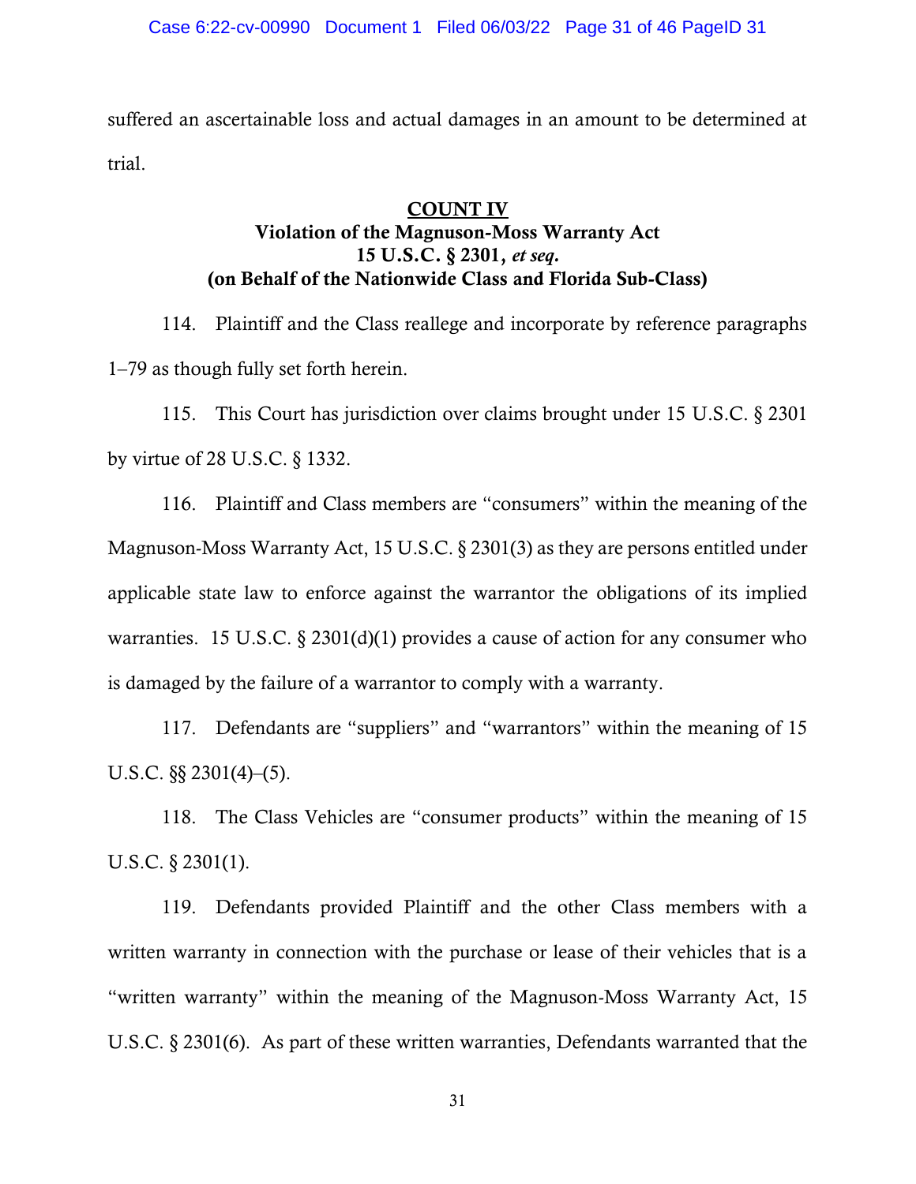suffered an ascertainable loss and actual damages in an amount to be determined at trial.

## COUNT IV
## Violation of the Magnuson-Moss Warranty Act
## 15 U.S.C. § 2301, *et seq.*
## (on Behalf of the Nationwide Class and Florida Sub-Class)

114. Plaintiff and the Class reallege and incorporate by reference paragraphs 1–79 as though fully set forth herein.

115. This Court has jurisdiction over claims brought under 15 U.S.C. § 2301 by virtue of 28 U.S.C. § 1332.

116. Plaintiff and Class members are "consumers" within the meaning of the Magnuson-Moss Warranty Act, 15 U.S.C. § 2301(3) as they are persons entitled under applicable state law to enforce against the warrantor the obligations of its implied warranties. 15 U.S.C. § 2301(d)(1) provides a cause of action for any consumer who is damaged by the failure of a warrantor to comply with a warranty.

117. Defendants are "suppliers" and "warrantors" within the meaning of 15 U.S.C. §§ 2301(4)–(5).

118. The Class Vehicles are "consumer products" within the meaning of 15 U.S.C. § 2301(1).

119. Defendants provided Plaintiff and the other Class members with a written warranty in connection with the purchase or lease of their vehicles that is a "written warranty" within the meaning of the Magnuson-Moss Warranty Act, 15 U.S.C. § 2301(6). As part of these written warranties, Defendants warranted that the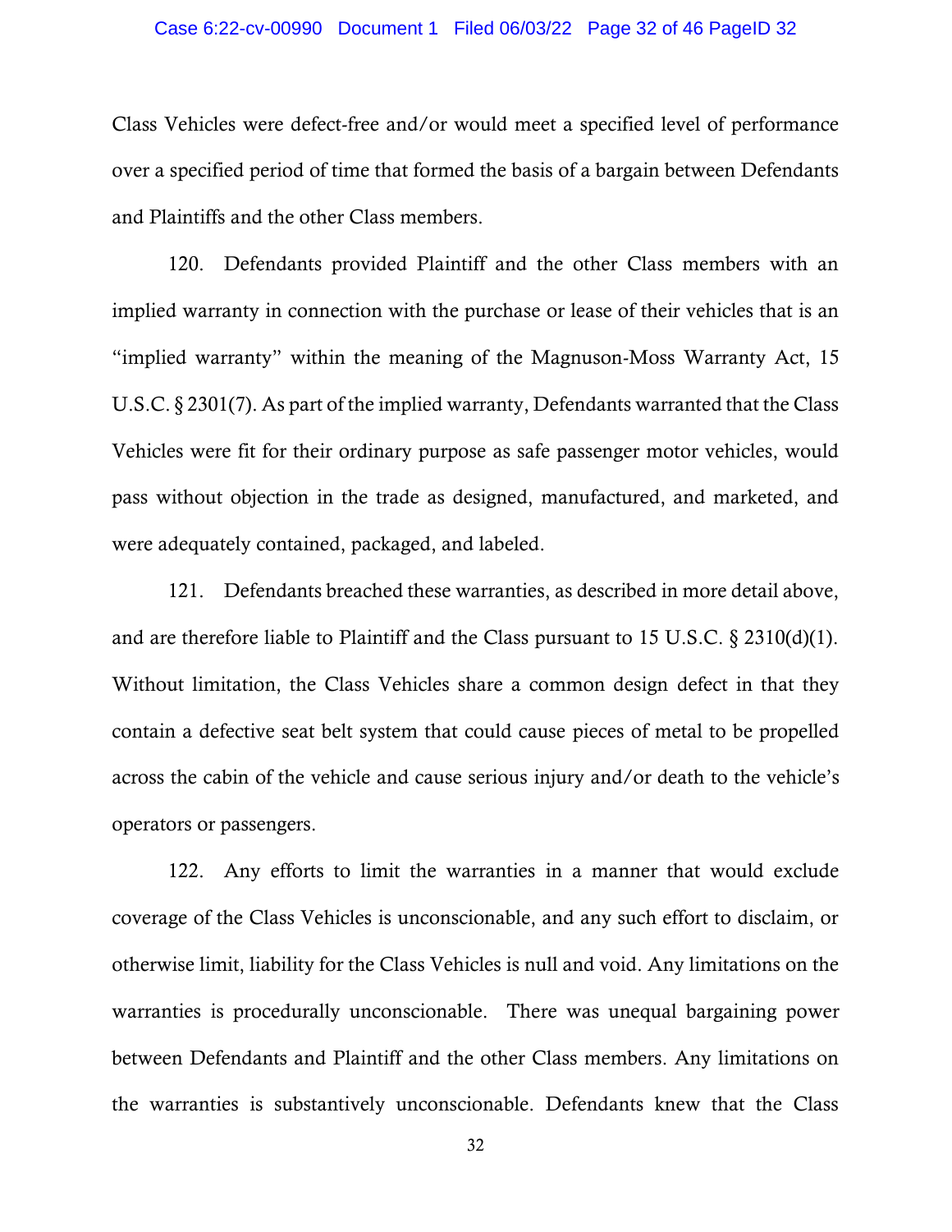Class Vehicles were defect-free and/or would meet a specified level of performance over a specified period of time that formed the basis of a bargain between Defendants and Plaintiffs and the other Class members.

120. Defendants provided Plaintiff and the other Class members with an implied warranty in connection with the purchase or lease of their vehicles that is an "implied warranty" within the meaning of the Magnuson-Moss Warranty Act, 15 U.S.C. § 2301(7). As part of the implied warranty, Defendants warranted that the Class Vehicles were fit for their ordinary purpose as safe passenger motor vehicles, would pass without objection in the trade as designed, manufactured, and marketed, and were adequately contained, packaged, and labeled.

121. Defendants breached these warranties, as described in more detail above, and are therefore liable to Plaintiff and the Class pursuant to 15 U.S.C. § 2310(d)(1). Without limitation, the Class Vehicles share a common design defect in that they contain a defective seat belt system that could cause pieces of metal to be propelled across the cabin of the vehicle and cause serious injury and/or death to the vehicle's operators or passengers.

122. Any efforts to limit the warranties in a manner that would exclude coverage of the Class Vehicles is unconscionable, and any such effort to disclaim, or otherwise limit, liability for the Class Vehicles is null and void. Any limitations on the warranties is procedurally unconscionable. There was unequal bargaining power between Defendants and Plaintiff and the other Class members. Any limitations on the warranties is substantively unconscionable. Defendants knew that the Class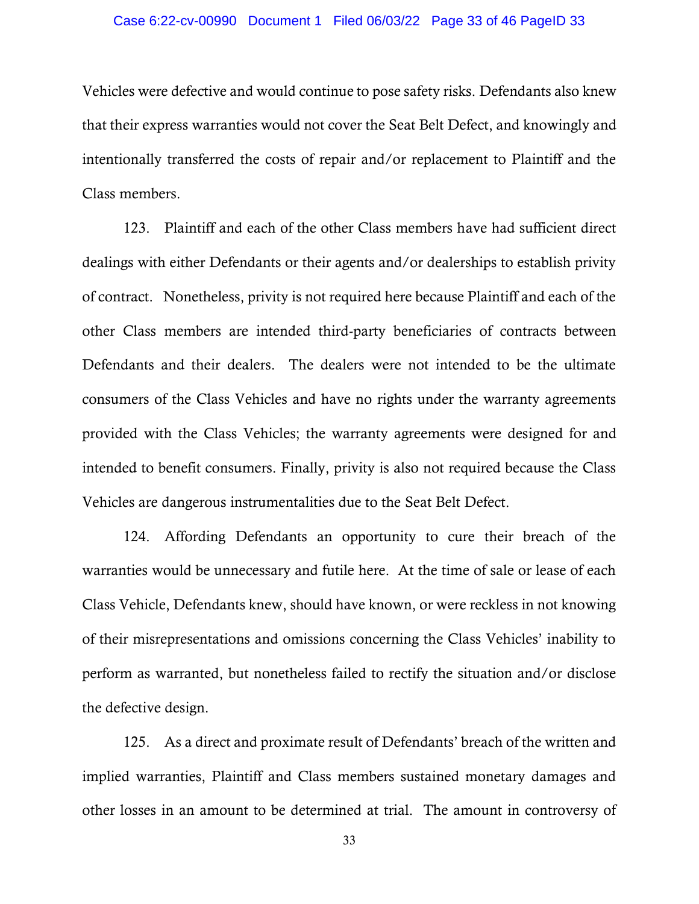Vehicles were defective and would continue to pose safety risks. Defendants also knew that their express warranties would not cover the Seat Belt Defect, and knowingly and intentionally transferred the costs of repair and/or replacement to Plaintiff and the Class members.

123. Plaintiff and each of the other Class members have had sufficient direct dealings with either Defendants or their agents and/or dealerships to establish privity of contract. Nonetheless, privity is not required here because Plaintiff and each of the other Class members are intended third-party beneficiaries of contracts between Defendants and their dealers. The dealers were not intended to be the ultimate consumers of the Class Vehicles and have no rights under the warranty agreements provided with the Class Vehicles; the warranty agreements were designed for and intended to benefit consumers. Finally, privity is also not required because the Class Vehicles are dangerous instrumentalities due to the Seat Belt Defect.

124. Affording Defendants an opportunity to cure their breach of the warranties would be unnecessary and futile here. At the time of sale or lease of each Class Vehicle, Defendants knew, should have known, or were reckless in not knowing of their misrepresentations and omissions concerning the Class Vehicles' inability to perform as warranted, but nonetheless failed to rectify the situation and/or disclose the defective design.

125. As a direct and proximate result of Defendants' breach of the written and implied warranties, Plaintiff and Class members sustained monetary damages and other losses in an amount to be determined at trial. The amount in controversy of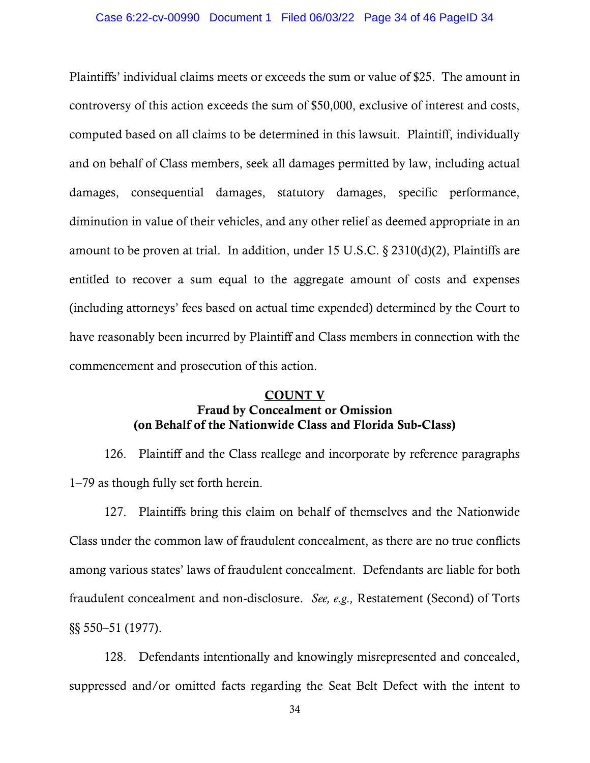Plaintiffs' individual claims meets or exceeds the sum or value of $25. The amount in controversy of this action exceeds the sum of $50,000, exclusive of interest and costs, computed based on all claims to be determined in this lawsuit. Plaintiff, individually and on behalf of Class members, seek all damages permitted by law, including actual damages, consequential damages, statutory damages, specific performance, diminution in value of their vehicles, and any other relief as deemed appropriate in an amount to be proven at trial. In addition, under 15 U.S.C. § 2310(d)(2), Plaintiffs are entitled to recover a sum equal to the aggregate amount of costs and expenses (including attorneys' fees based on actual time expended) determined by the Court to have reasonably been incurred by Plaintiff and Class members in connection with the commencement and prosecution of this action.

## COUNT V
### Fraud by Concealment or Omission
### (on Behalf of the Nationwide Class and Florida Sub-Class)

126. Plaintiff and the Class reallege and incorporate by reference paragraphs 1–79 as though fully set forth herein.

127. Plaintiffs bring this claim on behalf of themselves and the Nationwide Class under the common law of fraudulent concealment, as there are no true conflicts among various states' laws of fraudulent concealment. Defendants are liable for both fraudulent concealment and non-disclosure. *See, e.g.,* Restatement (Second) of Torts §§ 550–51 (1977).

128. Defendants intentionally and knowingly misrepresented and concealed, suppressed and/or omitted facts regarding the Seat Belt Defect with the intent to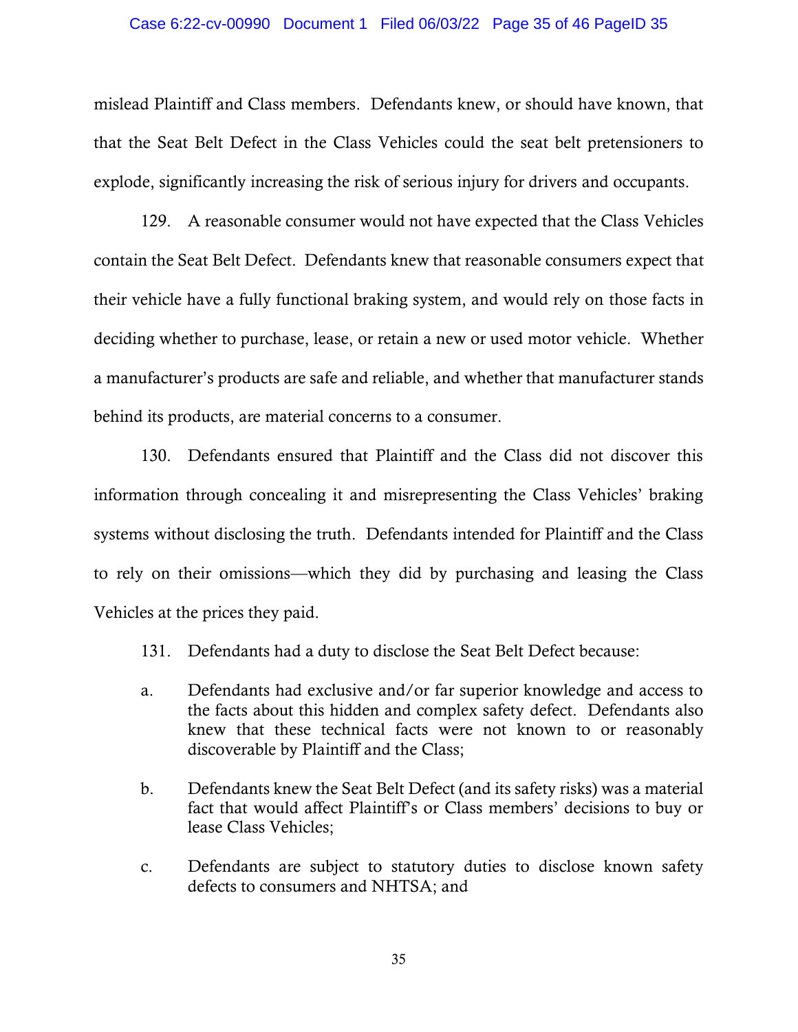mislead Plaintiff and Class members. Defendants knew, or should have known, that that the Seat Belt Defect in the Class Vehicles could the seat belt pretensioners to explode, significantly increasing the risk of serious injury for drivers and occupants.

129. A reasonable consumer would not have expected that the Class Vehicles contain the Seat Belt Defect. Defendants knew that reasonable consumers expect that their vehicle have a fully functional braking system, and would rely on those facts in deciding whether to purchase, lease, or retain a new or used motor vehicle. Whether a manufacturer's products are safe and reliable, and whether that manufacturer stands behind its products, are material concerns to a consumer.

130. Defendants ensured that Plaintiff and the Class did not discover this information through concealing it and misrepresenting the Class Vehicles' braking systems without disclosing the truth. Defendants intended for Plaintiff and the Class to rely on their omissions—which they did by purchasing and leasing the Class Vehicles at the prices they paid.

131. Defendants had a duty to disclose the Seat Belt Defect because:

a. Defendants had exclusive and/or far superior knowledge and access to the facts about this hidden and complex safety defect. Defendants also knew that these technical facts were not known to or reasonably discoverable by Plaintiff and the Class;

b. Defendants knew the Seat Belt Defect (and its safety risks) was a material fact that would affect Plaintiff's or Class members' decisions to buy or lease Class Vehicles;

c. Defendants are subject to statutory duties to disclose known safety defects to consumers and NHTSA; and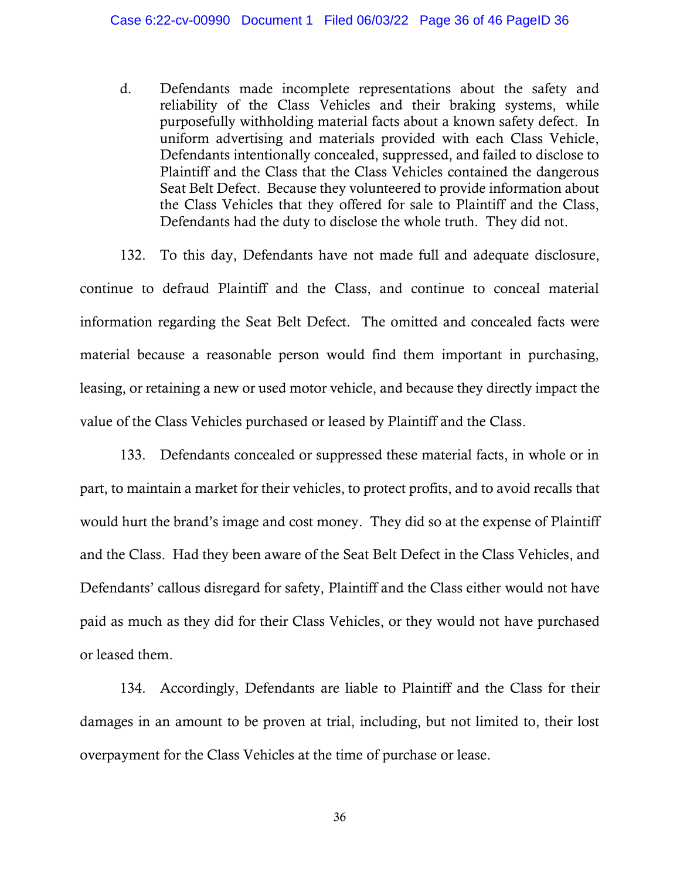d. Defendants made incomplete representations about the safety and reliability of the Class Vehicles and their braking systems, while purposefully withholding material facts about a known safety defect. In uniform advertising and materials provided with each Class Vehicle, Defendants intentionally concealed, suppressed, and failed to disclose to Plaintiff and the Class that the Class Vehicles contained the dangerous Seat Belt Defect. Because they volunteered to provide information about the Class Vehicles that they offered for sale to Plaintiff and the Class, Defendants had the duty to disclose the whole truth. They did not.

132. To this day, Defendants have not made full and adequate disclosure, continue to defraud Plaintiff and the Class, and continue to conceal material information regarding the Seat Belt Defect. The omitted and concealed facts were material because a reasonable person would find them important in purchasing, leasing, or retaining a new or used motor vehicle, and because they directly impact the value of the Class Vehicles purchased or leased by Plaintiff and the Class.

133. Defendants concealed or suppressed these material facts, in whole or in part, to maintain a market for their vehicles, to protect profits, and to avoid recalls that would hurt the brand's image and cost money. They did so at the expense of Plaintiff and the Class. Had they been aware of the Seat Belt Defect in the Class Vehicles, and Defendants' callous disregard for safety, Plaintiff and the Class either would not have paid as much as they did for their Class Vehicles, or they would not have purchased or leased them.

134. Accordingly, Defendants are liable to Plaintiff and the Class for their damages in an amount to be proven at trial, including, but not limited to, their lost overpayment for the Class Vehicles at the time of purchase or lease.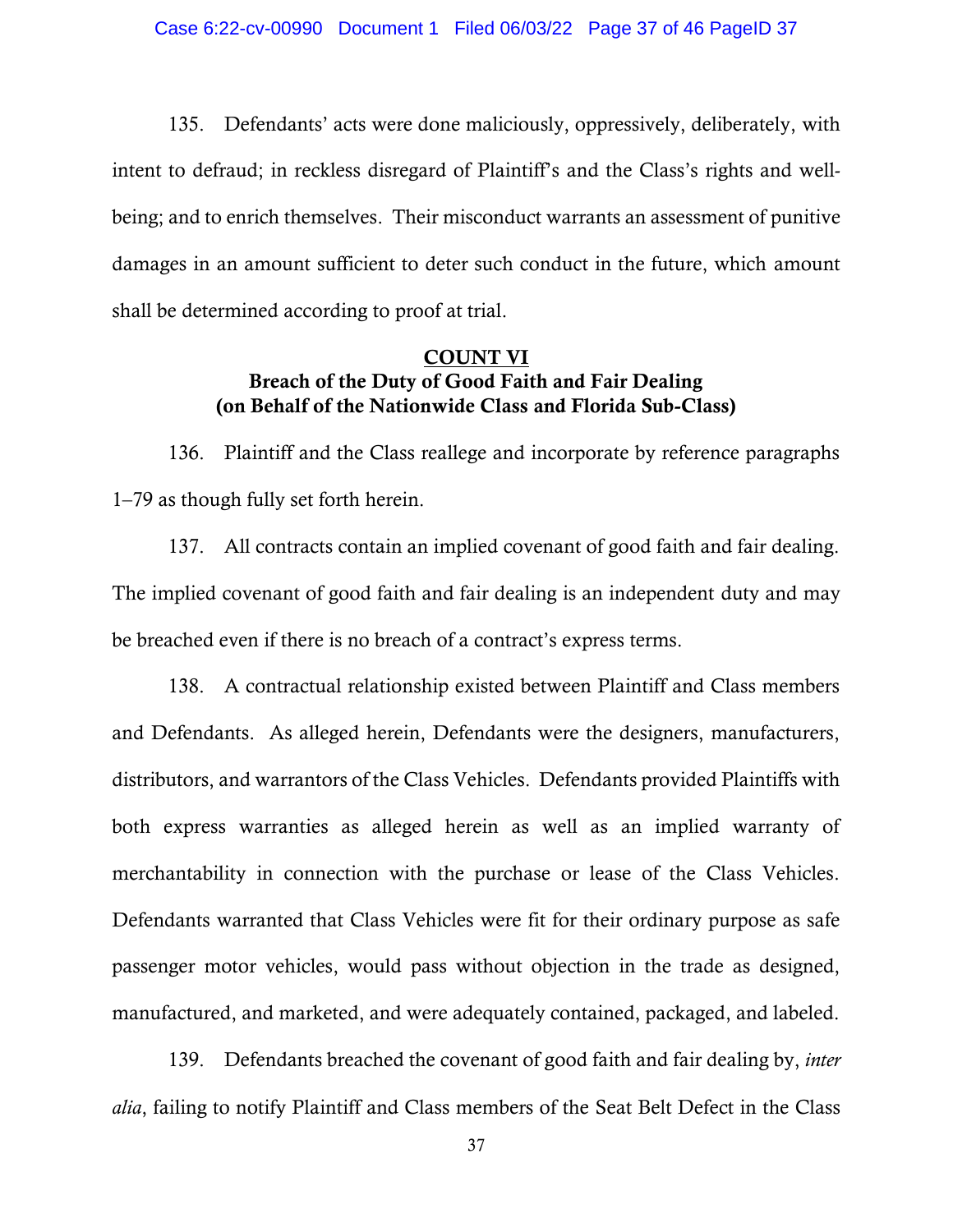135. Defendants' acts were done maliciously, oppressively, deliberately, with intent to defraud; in reckless disregard of Plaintiff's and the Class's rights and well-being; and to enrich themselves. Their misconduct warrants an assessment of punitive damages in an amount sufficient to deter such conduct in the future, which amount shall be determined according to proof at trial.

## COUNT VI
## Breach of the Duty of Good Faith and Fair Dealing (on Behalf of the Nationwide Class and Florida Sub-Class)

136. Plaintiff and the Class reallege and incorporate by reference paragraphs 1–79 as though fully set forth herein.

137. All contracts contain an implied covenant of good faith and fair dealing. The implied covenant of good faith and fair dealing is an independent duty and may be breached even if there is no breach of a contract's express terms.

138. A contractual relationship existed between Plaintiff and Class members and Defendants. As alleged herein, Defendants were the designers, manufacturers, distributors, and warrantors of the Class Vehicles. Defendants provided Plaintiffs with both express warranties as alleged herein as well as an implied warranty of merchantability in connection with the purchase or lease of the Class Vehicles. Defendants warranted that Class Vehicles were fit for their ordinary purpose as safe passenger motor vehicles, would pass without objection in the trade as designed, manufactured, and marketed, and were adequately contained, packaged, and labeled.

139. Defendants breached the covenant of good faith and fair dealing by, *inter alia*, failing to notify Plaintiff and Class members of the Seat Belt Defect in the Class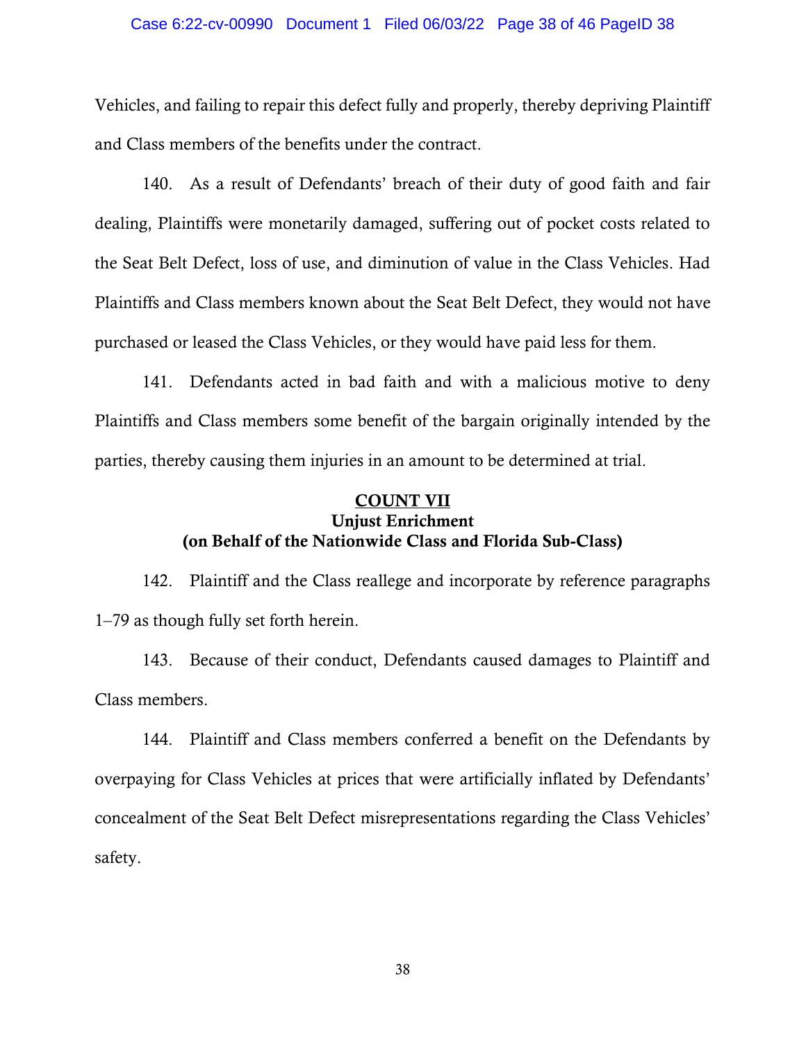Vehicles, and failing to repair this defect fully and properly, thereby depriving Plaintiff and Class members of the benefits under the contract.

140. As a result of Defendants' breach of their duty of good faith and fair dealing, Plaintiffs were monetarily damaged, suffering out of pocket costs related to the Seat Belt Defect, loss of use, and diminution of value in the Class Vehicles. Had Plaintiffs and Class members known about the Seat Belt Defect, they would not have purchased or leased the Class Vehicles, or they would have paid less for them.

141. Defendants acted in bad faith and with a malicious motive to deny Plaintiffs and Class members some benefit of the bargain originally intended by the parties, thereby causing them injuries in an amount to be determined at trial.

## COUNT VII
### Unjust Enrichment
### (on Behalf of the Nationwide Class and Florida Sub-Class)

142. Plaintiff and the Class reallege and incorporate by reference paragraphs 1–79 as though fully set forth herein.

143. Because of their conduct, Defendants caused damages to Plaintiff and Class members.

144. Plaintiff and Class members conferred a benefit on the Defendants by overpaying for Class Vehicles at prices that were artificially inflated by Defendants' concealment of the Seat Belt Defect misrepresentations regarding the Class Vehicles' safety.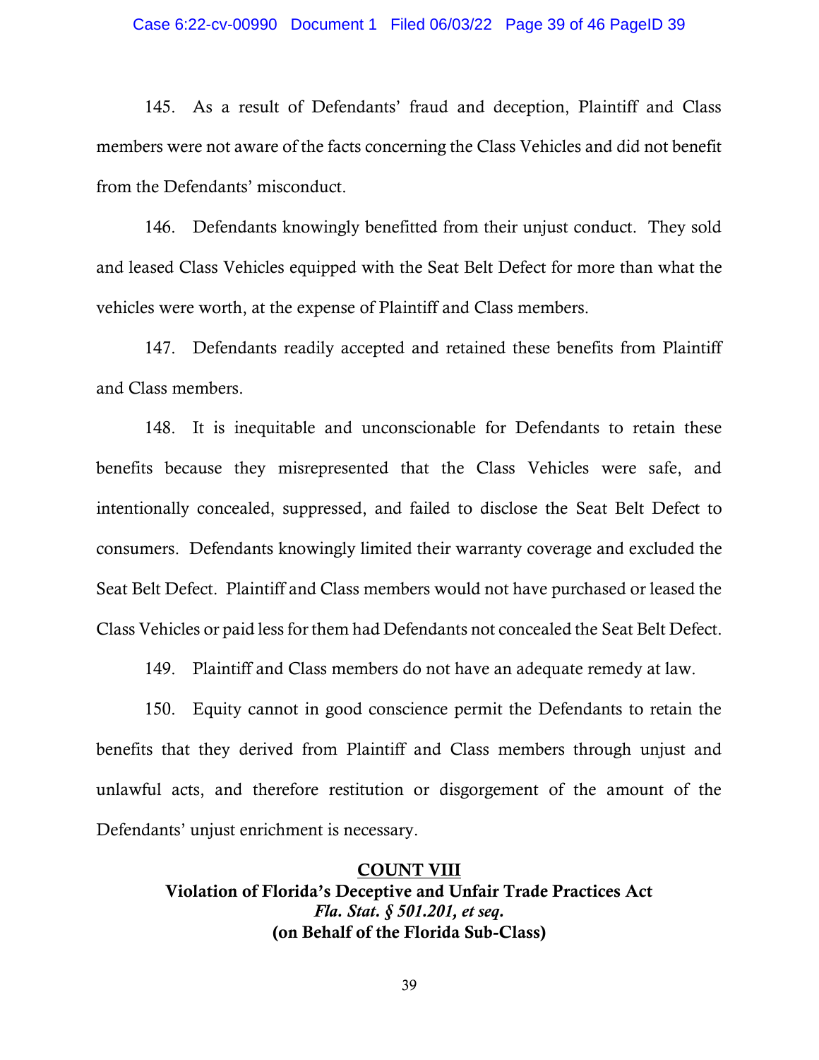145. As a result of Defendants' fraud and deception, Plaintiff and Class members were not aware of the facts concerning the Class Vehicles and did not benefit from the Defendants' misconduct.

146. Defendants knowingly benefitted from their unjust conduct. They sold and leased Class Vehicles equipped with the Seat Belt Defect for more than what the vehicles were worth, at the expense of Plaintiff and Class members.

147. Defendants readily accepted and retained these benefits from Plaintiff and Class members.

148. It is inequitable and unconscionable for Defendants to retain these benefits because they misrepresented that the Class Vehicles were safe, and intentionally concealed, suppressed, and failed to disclose the Seat Belt Defect to consumers. Defendants knowingly limited their warranty coverage and excluded the Seat Belt Defect. Plaintiff and Class members would not have purchased or leased the Class Vehicles or paid less for them had Defendants not concealed the Seat Belt Defect.

149. Plaintiff and Class members do not have an adequate remedy at law.

150. Equity cannot in good conscience permit the Defendants to retain the benefits that they derived from Plaintiff and Class members through unjust and unlawful acts, and therefore restitution or disgorgement of the amount of the Defendants' unjust enrichment is necessary.

## COUNT VIII

**Violation of Florida's Deceptive and Unfair Trade Practices Act**
***Fla. Stat. § 501.201, et seq.***
**(on Behalf of the Florida Sub-Class)**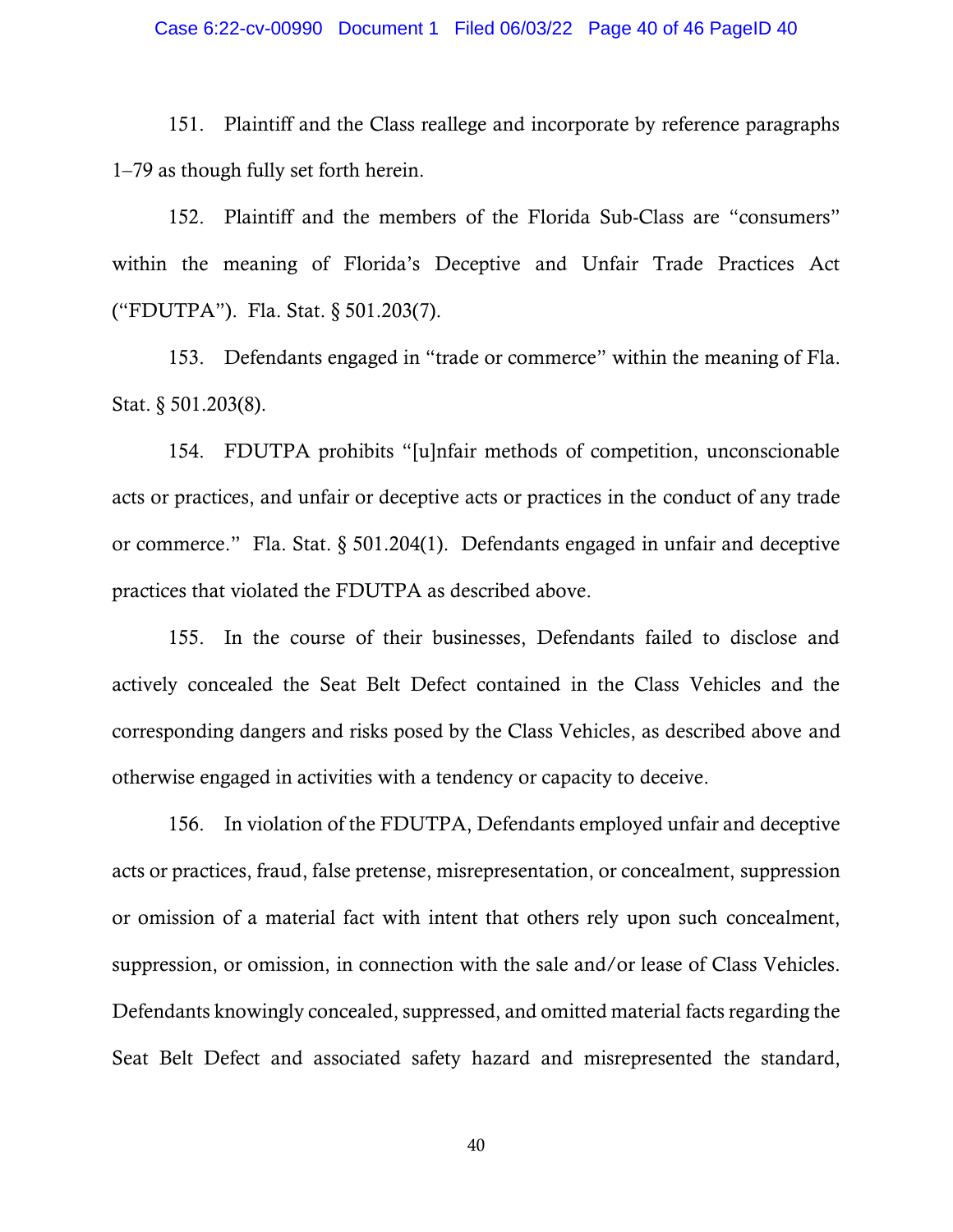151. Plaintiff and the Class reallege and incorporate by reference paragraphs 1–79 as though fully set forth herein.

152. Plaintiff and the members of the Florida Sub-Class are "consumers" within the meaning of Florida's Deceptive and Unfair Trade Practices Act ("FDUTPA"). Fla. Stat. § 501.203(7).

153. Defendants engaged in "trade or commerce" within the meaning of Fla. Stat. § 501.203(8).

154. FDUTPA prohibits "[u]nfair methods of competition, unconscionable acts or practices, and unfair or deceptive acts or practices in the conduct of any trade or commerce." Fla. Stat. § 501.204(1). Defendants engaged in unfair and deceptive practices that violated the FDUTPA as described above.

155. In the course of their businesses, Defendants failed to disclose and actively concealed the Seat Belt Defect contained in the Class Vehicles and the corresponding dangers and risks posed by the Class Vehicles, as described above and otherwise engaged in activities with a tendency or capacity to deceive.

156. In violation of the FDUTPA, Defendants employed unfair and deceptive acts or practices, fraud, false pretense, misrepresentation, or concealment, suppression or omission of a material fact with intent that others rely upon such concealment, suppression, or omission, in connection with the sale and/or lease of Class Vehicles. Defendants knowingly concealed, suppressed, and omitted material facts regarding the Seat Belt Defect and associated safety hazard and misrepresented the standard,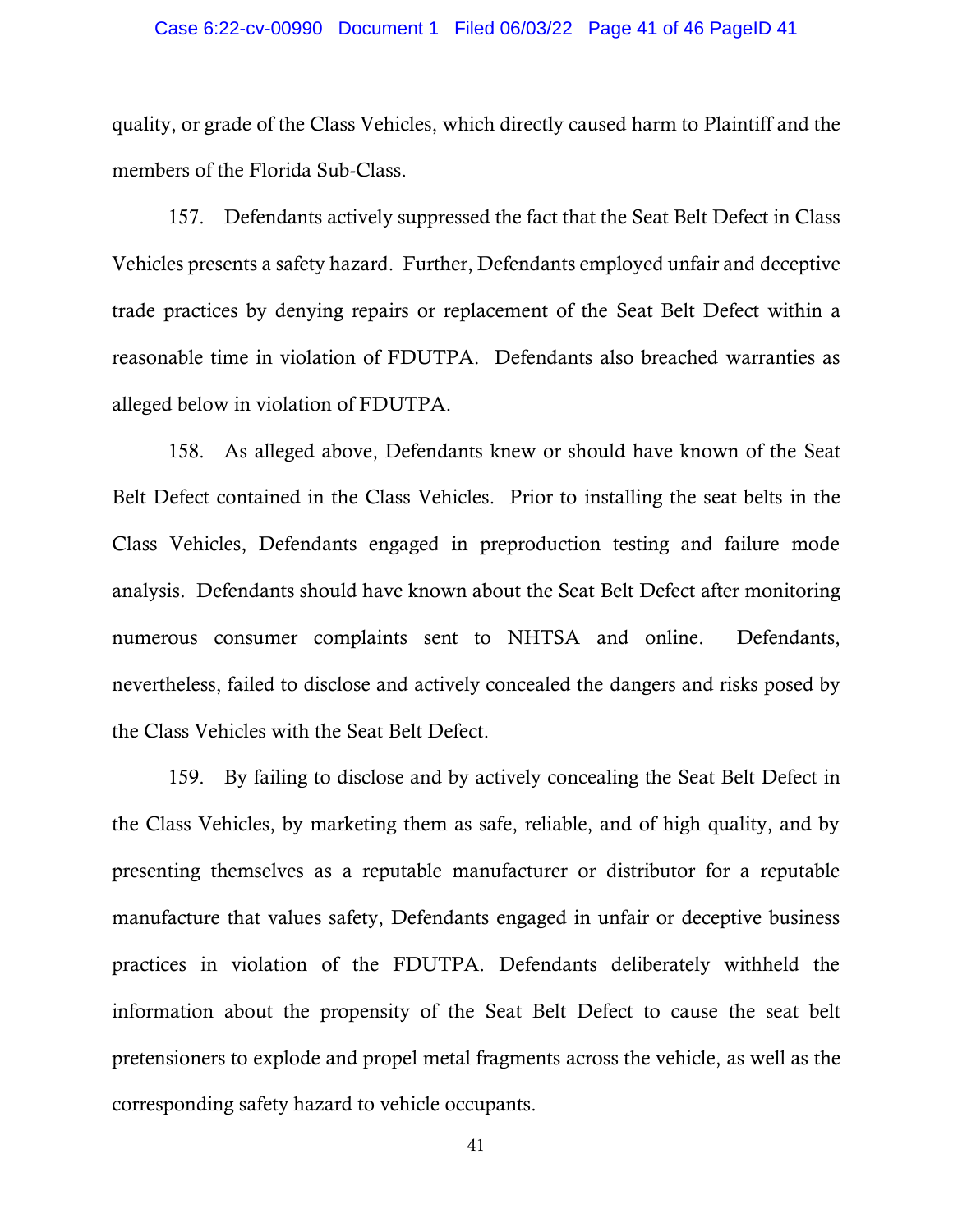quality, or grade of the Class Vehicles, which directly caused harm to Plaintiff and the members of the Florida Sub-Class.

157. Defendants actively suppressed the fact that the Seat Belt Defect in Class Vehicles presents a safety hazard. Further, Defendants employed unfair and deceptive trade practices by denying repairs or replacement of the Seat Belt Defect within a reasonable time in violation of FDUTPA. Defendants also breached warranties as alleged below in violation of FDUTPA.

158. As alleged above, Defendants knew or should have known of the Seat Belt Defect contained in the Class Vehicles. Prior to installing the seat belts in the Class Vehicles, Defendants engaged in preproduction testing and failure mode analysis. Defendants should have known about the Seat Belt Defect after monitoring numerous consumer complaints sent to NHTSA and online. Defendants, nevertheless, failed to disclose and actively concealed the dangers and risks posed by the Class Vehicles with the Seat Belt Defect.

159. By failing to disclose and by actively concealing the Seat Belt Defect in the Class Vehicles, by marketing them as safe, reliable, and of high quality, and by presenting themselves as a reputable manufacturer or distributor for a reputable manufacture that values safety, Defendants engaged in unfair or deceptive business practices in violation of the FDUTPA. Defendants deliberately withheld the information about the propensity of the Seat Belt Defect to cause the seat belt pretensioners to explode and propel metal fragments across the vehicle, as well as the corresponding safety hazard to vehicle occupants.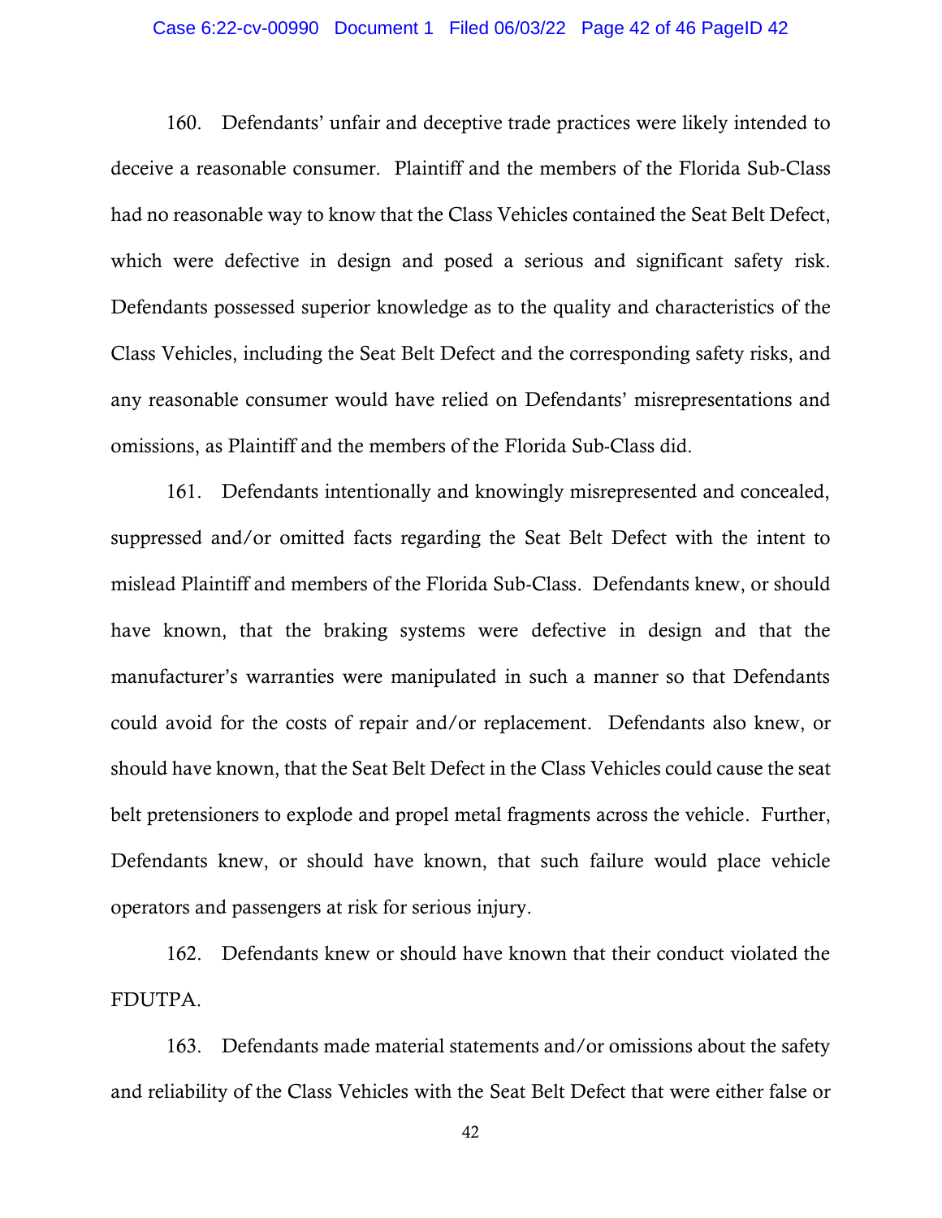160. Defendants' unfair and deceptive trade practices were likely intended to deceive a reasonable consumer. Plaintiff and the members of the Florida Sub-Class had no reasonable way to know that the Class Vehicles contained the Seat Belt Defect, which were defective in design and posed a serious and significant safety risk. Defendants possessed superior knowledge as to the quality and characteristics of the Class Vehicles, including the Seat Belt Defect and the corresponding safety risks, and any reasonable consumer would have relied on Defendants' misrepresentations and omissions, as Plaintiff and the members of the Florida Sub-Class did.

161. Defendants intentionally and knowingly misrepresented and concealed, suppressed and/or omitted facts regarding the Seat Belt Defect with the intent to mislead Plaintiff and members of the Florida Sub-Class. Defendants knew, or should have known, that the braking systems were defective in design and that the manufacturer's warranties were manipulated in such a manner so that Defendants could avoid for the costs of repair and/or replacement. Defendants also knew, or should have known, that the Seat Belt Defect in the Class Vehicles could cause the seat belt pretensioners to explode and propel metal fragments across the vehicle. Further, Defendants knew, or should have known, that such failure would place vehicle operators and passengers at risk for serious injury.

162. Defendants knew or should have known that their conduct violated the FDUTPA.

163. Defendants made material statements and/or omissions about the safety and reliability of the Class Vehicles with the Seat Belt Defect that were either false or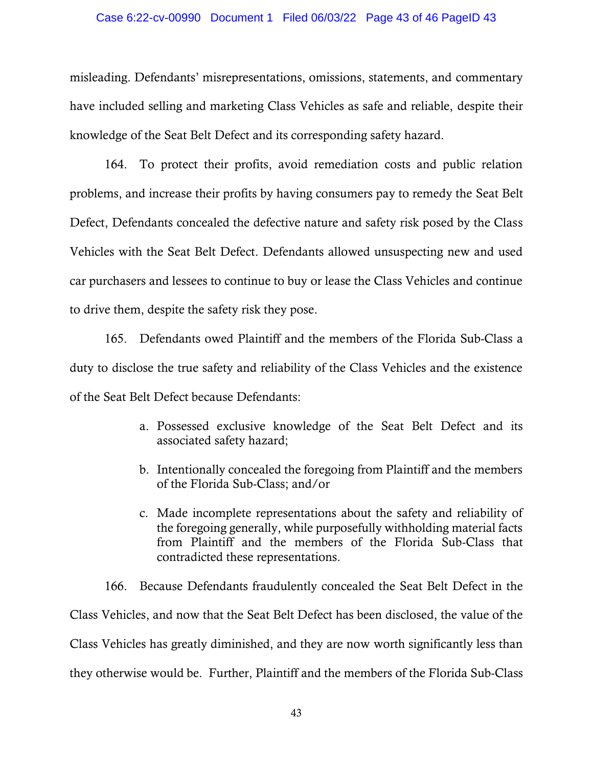misleading. Defendants' misrepresentations, omissions, statements, and commentary have included selling and marketing Class Vehicles as safe and reliable, despite their knowledge of the Seat Belt Defect and its corresponding safety hazard.

164. To protect their profits, avoid remediation costs and public relation problems, and increase their profits by having consumers pay to remedy the Seat Belt Defect, Defendants concealed the defective nature and safety risk posed by the Class Vehicles with the Seat Belt Defect. Defendants allowed unsuspecting new and used car purchasers and lessees to continue to buy or lease the Class Vehicles and continue to drive them, despite the safety risk they pose.

165. Defendants owed Plaintiff and the members of the Florida Sub-Class a duty to disclose the true safety and reliability of the Class Vehicles and the existence of the Seat Belt Defect because Defendants:

a. Possessed exclusive knowledge of the Seat Belt Defect and its associated safety hazard;

b. Intentionally concealed the foregoing from Plaintiff and the members of the Florida Sub-Class; and/or

c. Made incomplete representations about the safety and reliability of the foregoing generally, while purposefully withholding material facts from Plaintiff and the members of the Florida Sub-Class that contradicted these representations.

166. Because Defendants fraudulently concealed the Seat Belt Defect in the Class Vehicles, and now that the Seat Belt Defect has been disclosed, the value of the Class Vehicles has greatly diminished, and they are now worth significantly less than they otherwise would be. Further, Plaintiff and the members of the Florida Sub-Class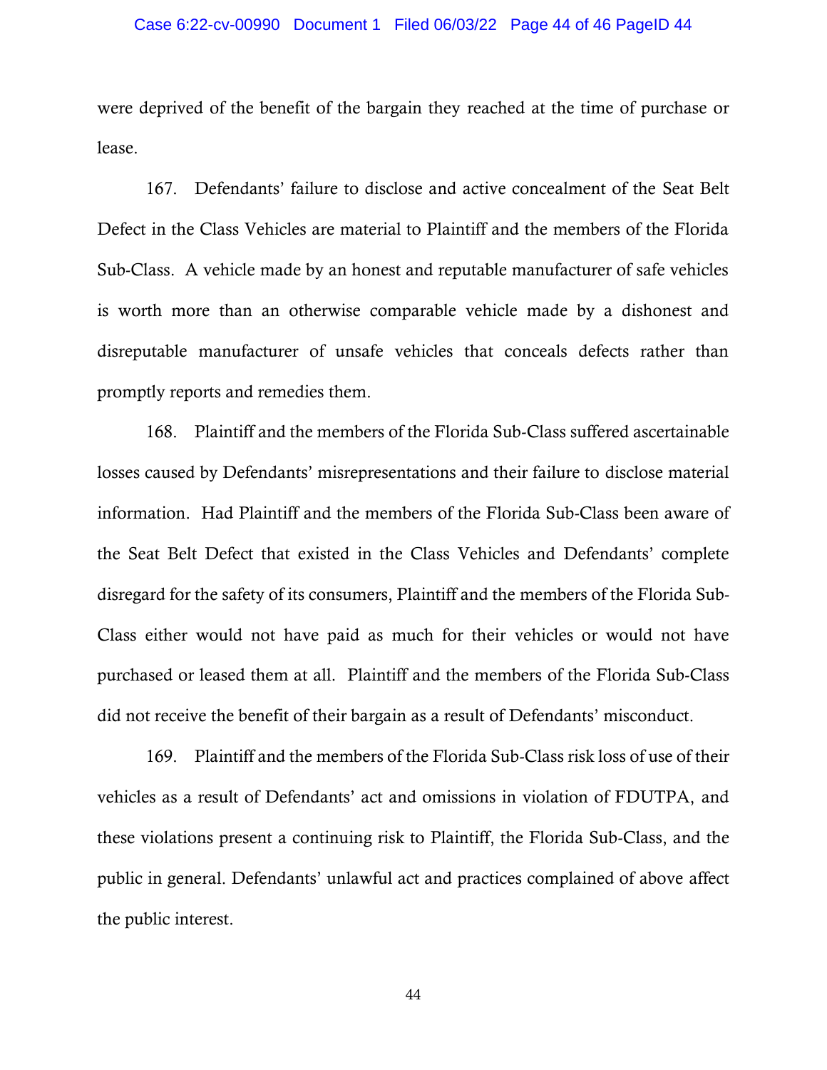were deprived of the benefit of the bargain they reached at the time of purchase or lease.

167. Defendants' failure to disclose and active concealment of the Seat Belt Defect in the Class Vehicles are material to Plaintiff and the members of the Florida Sub-Class. A vehicle made by an honest and reputable manufacturer of safe vehicles is worth more than an otherwise comparable vehicle made by a dishonest and disreputable manufacturer of unsafe vehicles that conceals defects rather than promptly reports and remedies them.

168. Plaintiff and the members of the Florida Sub-Class suffered ascertainable losses caused by Defendants' misrepresentations and their failure to disclose material information. Had Plaintiff and the members of the Florida Sub-Class been aware of the Seat Belt Defect that existed in the Class Vehicles and Defendants' complete disregard for the safety of its consumers, Plaintiff and the members of the Florida Sub-Class either would not have paid as much for their vehicles or would not have purchased or leased them at all. Plaintiff and the members of the Florida Sub-Class did not receive the benefit of their bargain as a result of Defendants' misconduct.

169. Plaintiff and the members of the Florida Sub-Class risk loss of use of their vehicles as a result of Defendants' act and omissions in violation of FDUTPA, and these violations present a continuing risk to Plaintiff, the Florida Sub-Class, and the public in general. Defendants' unlawful act and practices complained of above affect the public interest.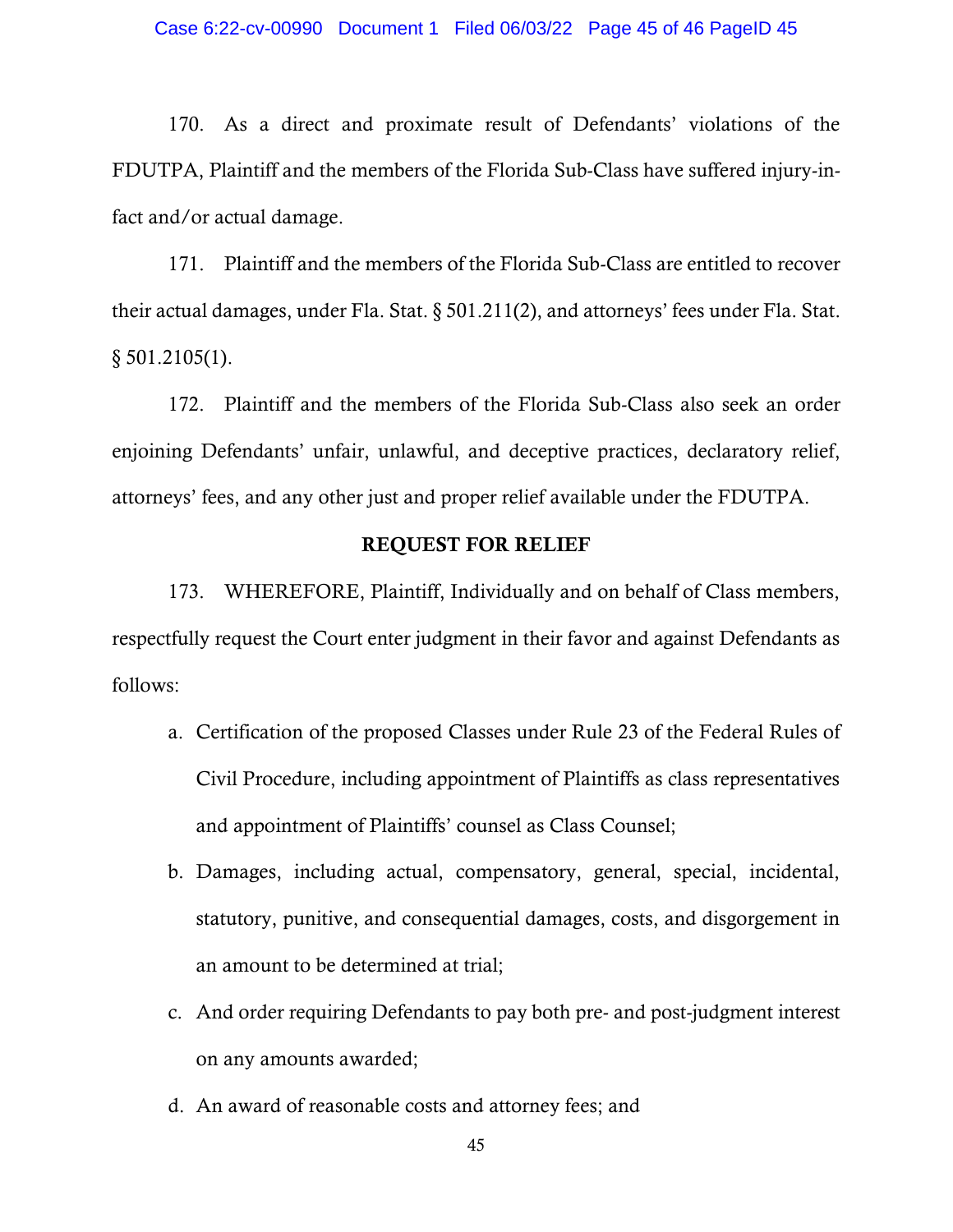170. As a direct and proximate result of Defendants' violations of the FDUTPA, Plaintiff and the members of the Florida Sub-Class have suffered injury-in-fact and/or actual damage.

171. Plaintiff and the members of the Florida Sub-Class are entitled to recover their actual damages, under Fla. Stat. § 501.211(2), and attorneys' fees under Fla. Stat. § 501.2105(1).

172. Plaintiff and the members of the Florida Sub-Class also seek an order enjoining Defendants' unfair, unlawful, and deceptive practices, declaratory relief, attorneys' fees, and any other just and proper relief available under the FDUTPA.

## REQUEST FOR RELIEF

173. WHEREFORE, Plaintiff, Individually and on behalf of Class members, respectfully request the Court enter judgment in their favor and against Defendants as follows:

a. Certification of the proposed Classes under Rule 23 of the Federal Rules of Civil Procedure, including appointment of Plaintiffs as class representatives and appointment of Plaintiffs' counsel as Class Counsel;

b. Damages, including actual, compensatory, general, special, incidental, statutory, punitive, and consequential damages, costs, and disgorgement in an amount to be determined at trial;

c. And order requiring Defendants to pay both pre- and post-judgment interest on any amounts awarded;

d. An award of reasonable costs and attorney fees; and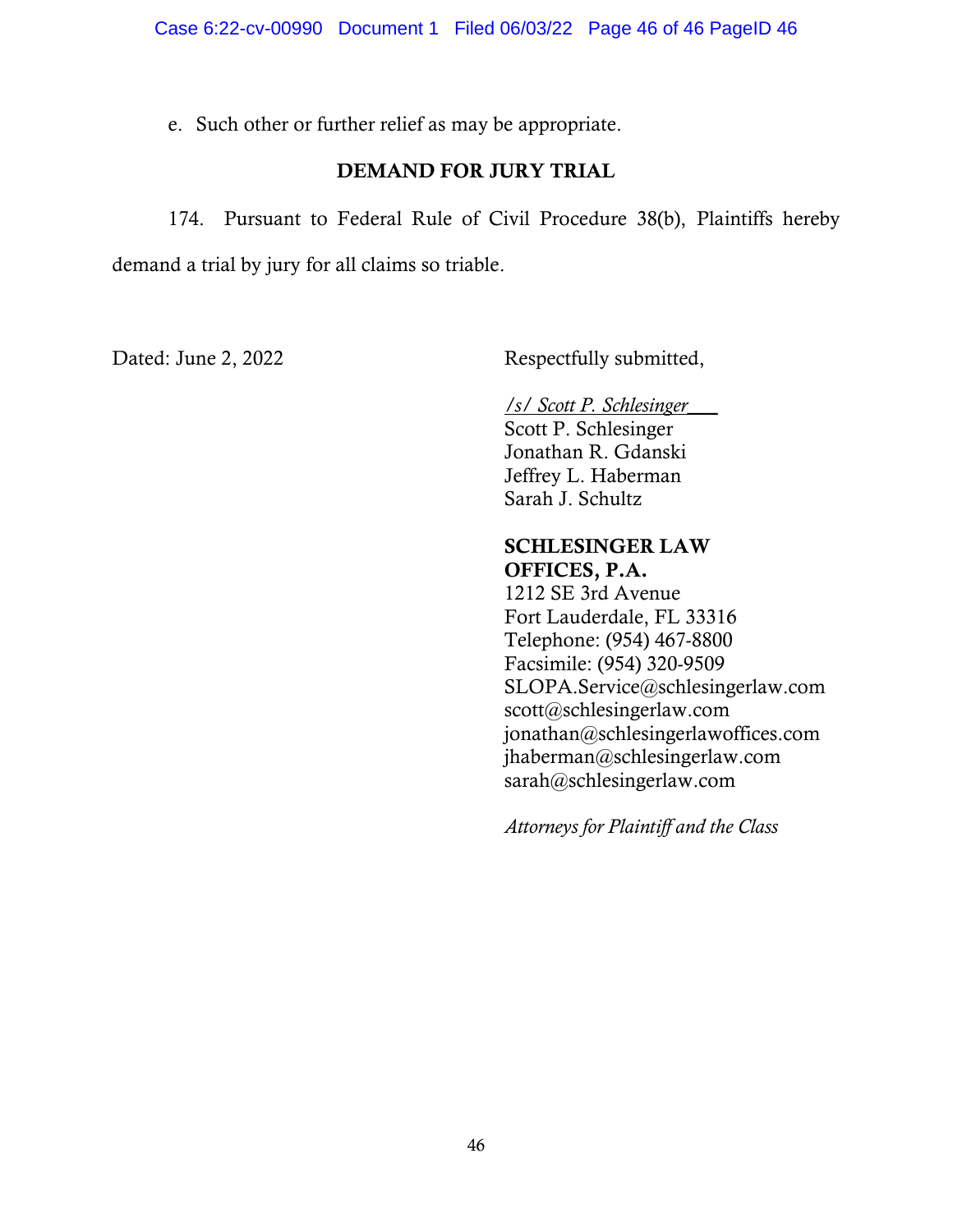e. Such other or further relief as may be appropriate.

## DEMAND FOR JURY TRIAL

174. Pursuant to Federal Rule of Civil Procedure 38(b), Plaintiffs hereby demand a trial by jury for all claims so triable.

Dated: June 2, 2022

Respectfully submitted,

*/s/ Scott P. Schlesinger*
Scott P. Schlesinger
Jonathan R. Gdanski
Jeffrey L. Haberman
Sarah J. Schultz

**SCHLESINGER LAW OFFICES, P.A.**
1212 SE 3rd Avenue
Fort Lauderdale, FL 33316
Telephone: (954) 467-8800
Facsimile: (954) 320-9509
SLOPA.Service@schlesingerlaw.com
scott@schlesingerlaw.com
jonathan@schlesingerlawoffices.com
jhaberman@schlesingerlaw.com
sarah@schlesingerlaw.com

*Attorneys for Plaintiff and the Class*